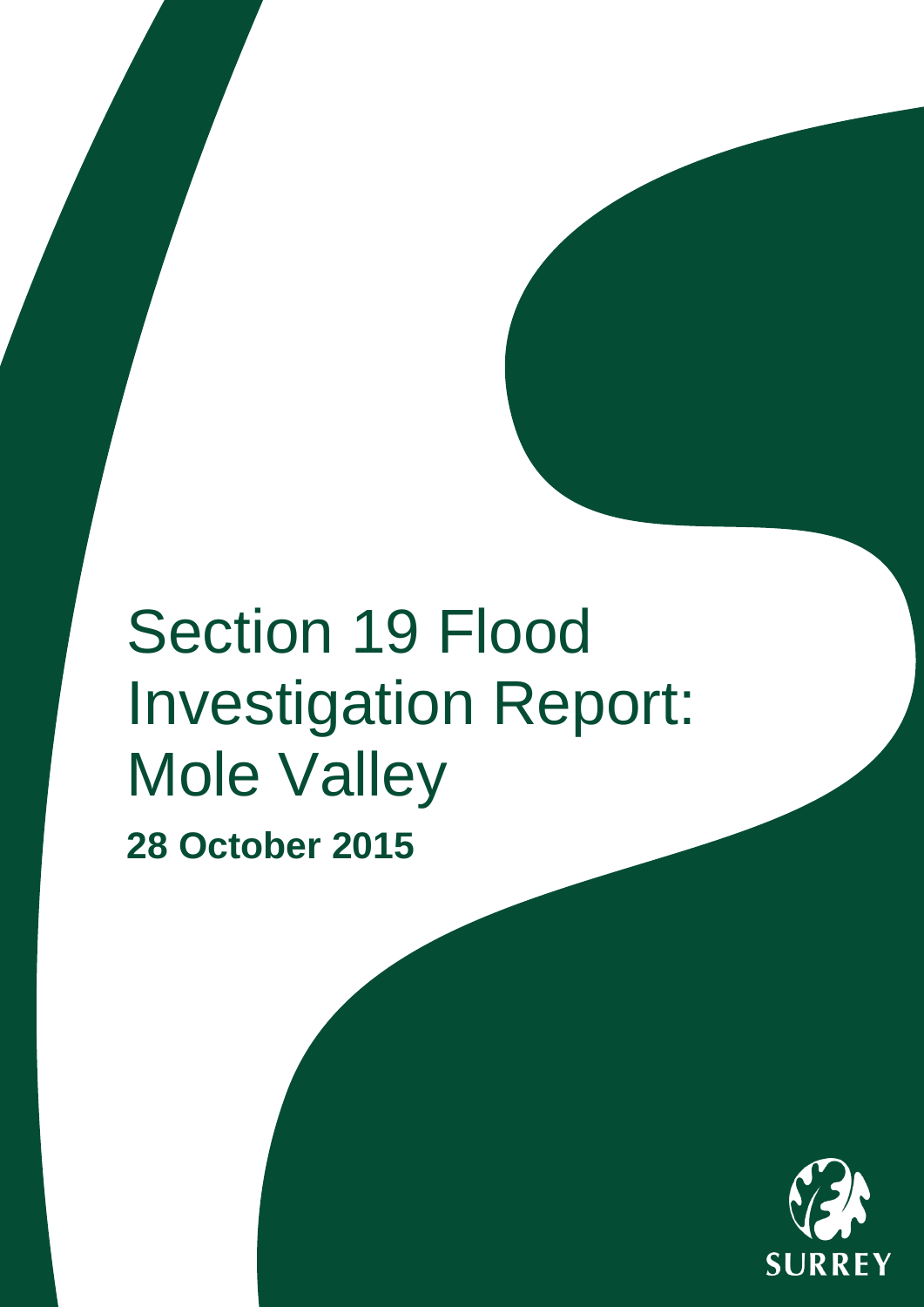# Section 19 Flood Investigation Report: Mole Valley

**28 October 2015**

SURREY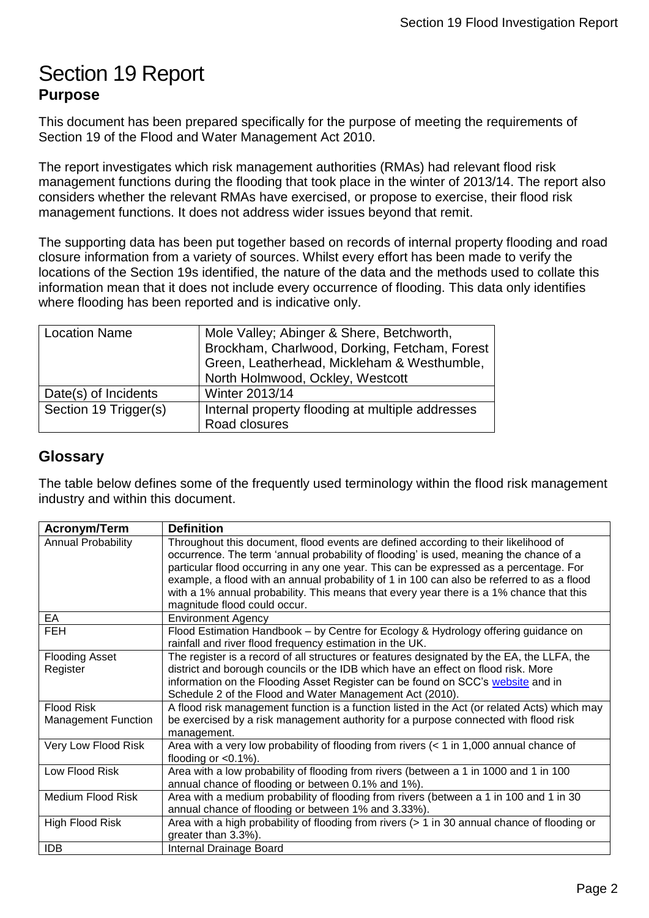# Section 19 Report

## Purpose

This document has been prepared specifically for the purpose of meeting the requirements of Section 19 of the Flood and Water Management Act 2010.

The report investigates which risk management authorities (RMAs) had relevant flood risk management functions during the flooding that took place in the winter of 2013/14. The report also considers whether the relevant RMAs have exercised, or propose to exercise, their flood risk management functions. It does not address wider issues beyond that remit.

The supporting data has been put together based on records of internal property flooding and road closure information from a variety of sources. Whilst every effort has been made to verify the locations of the Section 19s identified, the nature of the data and the methods used to collate this information mean that it does not include every occurrence of flooding. This data only identifies where flooding has been reported and is indicative only.

| | |
|---|---|
| Location Name | Mole Valley; Abinger & Shere, Betchworth, Brockham, Charlwood, Dorking, Fetcham, Forest Green, Leatherhead, Mickleham & Westhumble, North Holmwood, Ockley, Westcott |
| Date(s) of Incidents | Winter 2013/14 |
| Section 19 Trigger(s) | Internal property flooding at multiple addresses<br>Road closures |

## Glossary

The table below defines some of the frequently used terminology within the flood risk management industry and within this document.

| Acronym/Term | Definition |
|---|---|
| Annual Probability | Throughout this document, flood events are defined according to their likelihood of occurrence. The term 'annual probability of flooding' is used, meaning the chance of a particular flood occurring in any one year. This can be expressed as a percentage. For example, a flood with an annual probability of 1 in 100 can also be referred to as a flood with a 1% annual probability. This means that every year there is a 1% chance that this magnitude flood could occur. |
| EA | Environment Agency |
| FEH | Flood Estimation Handbook – by Centre for Ecology & Hydrology offering guidance on rainfall and river flood frequency estimation in the UK. |
| Flooding Asset Register | The register is a record of all structures or features designated by the EA, the LLFA, the district and borough councils or the IDB which have an effect on flood risk. More information on the Flooding Asset Register can be found on SCC's website and in Schedule 2 of the Flood and Water Management Act (2010). |
| Flood Risk Management Function | A flood risk management function is a function listed in the Act (or related Acts) which may be exercised by a risk management authority for a purpose connected with flood risk management. |
| Very Low Flood Risk | Area with a very low probability of flooding from rivers (< 1 in 1,000 annual chance of flooding or <0.1%). |
| Low Flood Risk | Area with a low probability of flooding from rivers (between a 1 in 1000 and 1 in 100 annual chance of flooding or between 0.1% and 1%). |
| Medium Flood Risk | Area with a medium probability of flooding from rivers (between a 1 in 100 and 1 in 30 annual chance of flooding or between 1% and 3.33%). |
| High Flood Risk | Area with a high probability of flooding from rivers (> 1 in 30 annual chance of flooding or greater than 3.3%). |
| IDB | Internal Drainage Board |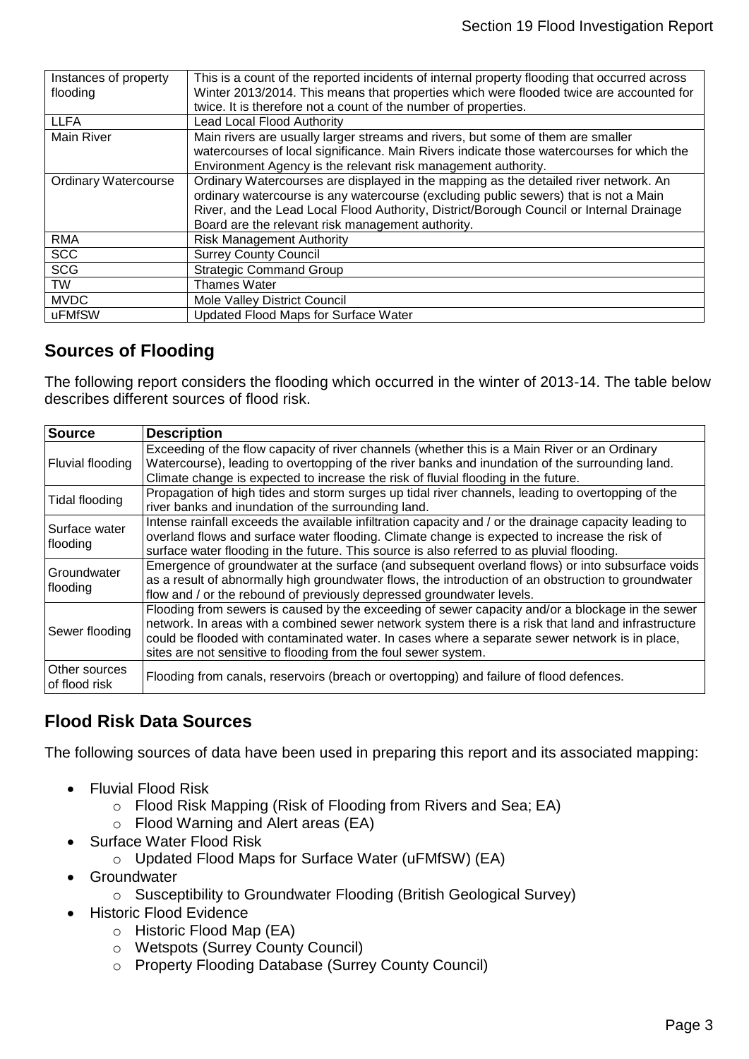| | |
|---|---|
| Instances of property flooding | This is a count of the reported incidents of internal property flooding that occurred across Winter 2013/2014. This means that properties which were flooded twice are accounted for twice. It is therefore not a count of the number of properties. |
| LLFA | Lead Local Flood Authority |
| Main River | Main rivers are usually larger streams and rivers, but some of them are smaller watercourses of local significance. Main Rivers indicate those watercourses for which the Environment Agency is the relevant risk management authority. |
| Ordinary Watercourse | Ordinary Watercourses are displayed in the mapping as the detailed river network. An ordinary watercourse is any watercourse (excluding public sewers) that is not a Main River, and the Lead Local Flood Authority, District/Borough Council or Internal Drainage Board are the relevant risk management authority. |
| RMA | Risk Management Authority |
| SCC | Surrey County Council |
| SCG | Strategic Command Group |
| TW | Thames Water |
| MVDC | Mole Valley District Council |
| uFMfSW | Updated Flood Maps for Surface Water |

## Sources of Flooding

The following report considers the flooding which occurred in the winter of 2013-14. The table below describes different sources of flood risk.

| Source | Description |
|---|---|
| Fluvial flooding | Exceeding of the flow capacity of river channels (whether this is a Main River or an Ordinary Watercourse), leading to overtopping of the river banks and inundation of the surrounding land. Climate change is expected to increase the risk of fluvial flooding in the future. |
| Tidal flooding | Propagation of high tides and storm surges up tidal river channels, leading to overtopping of the river banks and inundation of the surrounding land. |
| Surface water flooding | Intense rainfall exceeds the available infiltration capacity and / or the drainage capacity leading to overland flows and surface water flooding. Climate change is expected to increase the risk of surface water flooding in the future. This source is also referred to as pluvial flooding. |
| Groundwater flooding | Emergence of groundwater at the surface (and subsequent overland flows) or into subsurface voids as a result of abnormally high groundwater flows, the introduction of an obstruction to groundwater flow and / or the rebound of previously depressed groundwater levels. |
| Sewer flooding | Flooding from sewers is caused by the exceeding of sewer capacity and/or a blockage in the sewer network. In areas with a combined sewer network system there is a risk that land and infrastructure could be flooded with contaminated water. In cases where a separate sewer network is in place, sites are not sensitive to flooding from the foul sewer system. |
| Other sources of flood risk | Flooding from canals, reservoirs (breach or overtopping) and failure of flood defences. |

## Flood Risk Data Sources

The following sources of data have been used in preparing this report and its associated mapping:

- Fluvial Flood Risk
  - Flood Risk Mapping (Risk of Flooding from Rivers and Sea; EA)
  - Flood Warning and Alert areas (EA)
- Surface Water Flood Risk
  - Updated Flood Maps for Surface Water (uFMfSW) (EA)
- Groundwater
  - Susceptibility to Groundwater Flooding (British Geological Survey)
- Historic Flood Evidence
  - Historic Flood Map (EA)
  - Wetspots (Surrey County Council)
  - Property Flooding Database (Surrey County Council)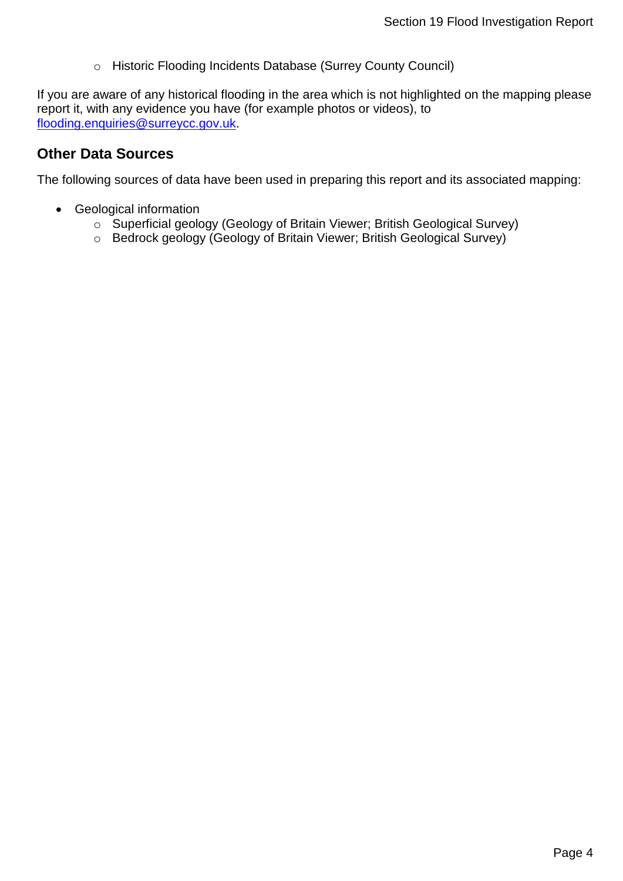- Historic Flooding Incidents Database (Surrey County Council)

If you are aware of any historical flooding in the area which is not highlighted on the mapping please report it, with any evidence you have (for example photos or videos), to [flooding.enquiries@surreycc.gov.uk](mailto:flooding.enquiries@surreycc.gov.uk).

## Other Data Sources

The following sources of data have been used in preparing this report and its associated mapping:

- Geological information
    - Superficial geology (Geology of Britain Viewer; British Geological Survey)
    - Bedrock geology (Geology of Britain Viewer; British Geological Survey)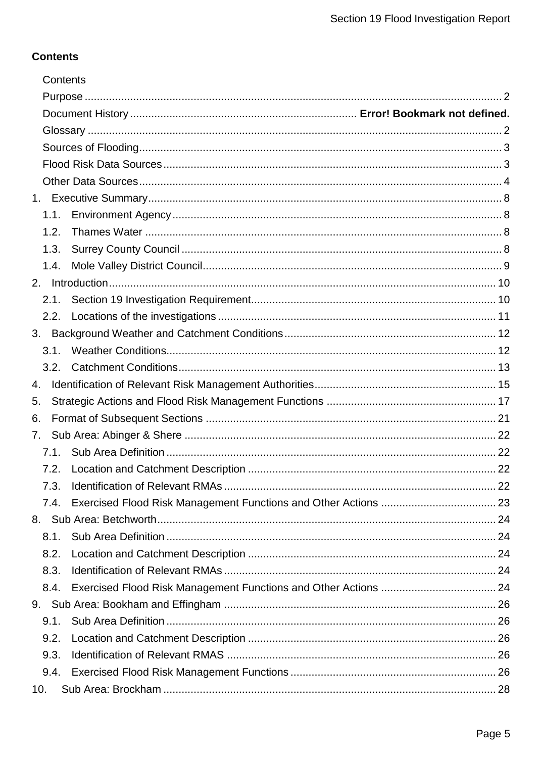## Contents

Contents

Purpose ........................................................................................................................ 2
Document History ........................................................................ **Error! Bookmark not defined.**
Glossary ........................................................................................................................ 2
Sources of Flooding ...................................................................................................... 3
Flood Risk Data Sources .............................................................................................. 3
Other Data Sources ...................................................................................................... 4

1. Executive Summary ................................................................................................. 8
   - 1.1. Environment Agency ........................................................................................ 8
   - 1.2. Thames Water .................................................................................................. 8
   - 1.3. Surrey County Council ..................................................................................... 8
   - 1.4. Mole Valley District Council .............................................................................. 9
2. Introduction ............................................................................................................ 10
   - 2.1. Section 19 Investigation Requirement ............................................................. 10
   - 2.2. Locations of the investigations ........................................................................ 11
3. Background Weather and Catchment Conditions ................................................... 12
   - 3.1. Weather Conditions ......................................................................................... 12
   - 3.2. Catchment Conditions ..................................................................................... 13
4. Identification of Relevant Risk Management Authorities ......................................... 15
5. Strategic Actions and Flood Risk Management Functions ...................................... 17
6. Format of Subsequent Sections ............................................................................. 21
7. Sub Area: Abinger & Shere .................................................................................... 22
   - 7.1. Sub Area Definition ......................................................................................... 22
   - 7.2. Location and Catchment Description ............................................................... 22
   - 7.3. Identification of Relevant RMAs ....................................................................... 22
   - 7.4. Exercised Flood Risk Management Functions and Other Actions ................... 23
8. Sub Area: Betchworth ............................................................................................. 24
   - 8.1. Sub Area Definition ......................................................................................... 24
   - 8.2. Location and Catchment Description ............................................................... 24
   - 8.3. Identification of Relevant RMAs ....................................................................... 24
   - 8.4. Exercised Flood Risk Management Functions and Other Actions ................... 24
9. Sub Area: Bookham and Effingham ....................................................................... 26
   - 9.1. Sub Area Definition ......................................................................................... 26
   - 9.2. Location and Catchment Description ............................................................... 26
   - 9.3. Identification of Relevant RMAS ...................................................................... 26
   - 9.4. Exercised Flood Risk Management Functions ................................................. 26
10. Sub Area: Brockham .............................................................................................. 28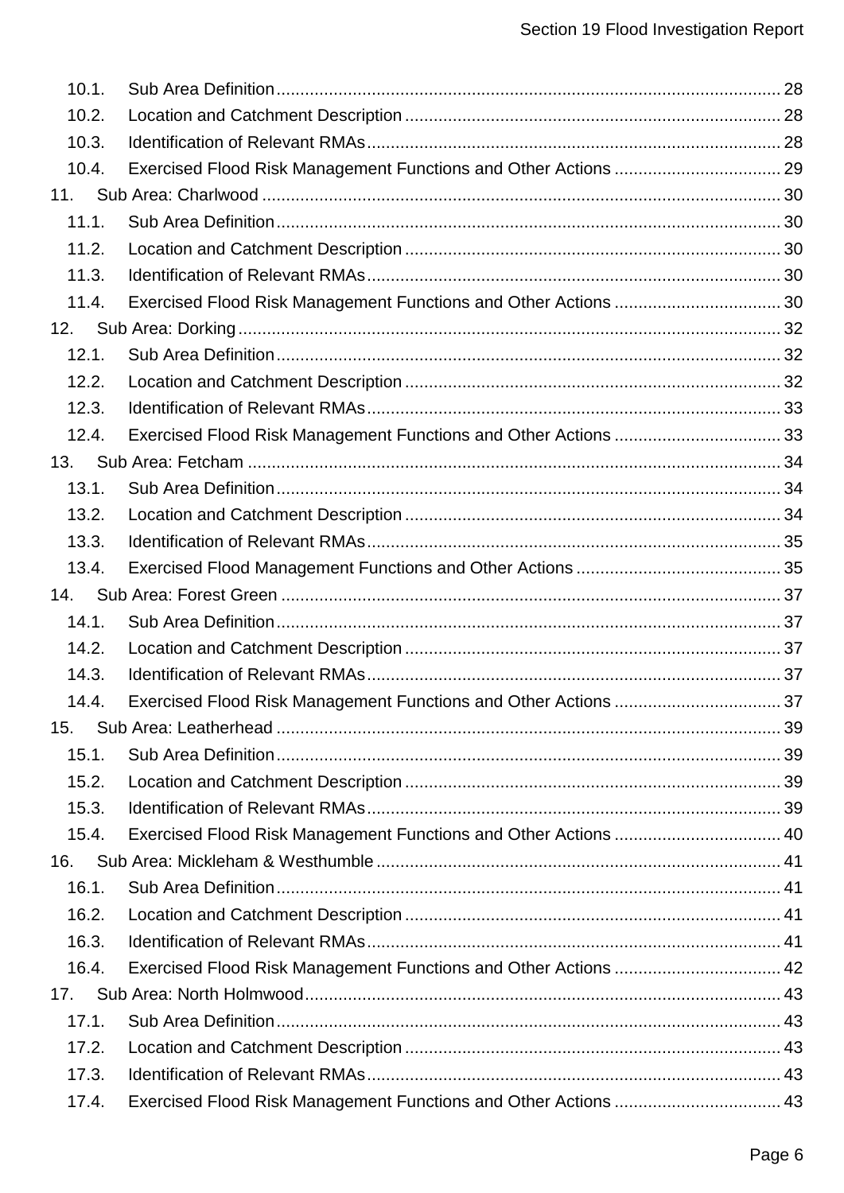- 10.1. Sub Area Definition ... 28
- 10.2. Location and Catchment Description ... 28
- 10.3. Identification of Relevant RMAs ... 28
- 10.4. Exercised Flood Risk Management Functions and Other Actions ... 29

11. Sub Area: Charlwood ... 30
- 11.1. Sub Area Definition ... 30
- 11.2. Location and Catchment Description ... 30
- 11.3. Identification of Relevant RMAs ... 30
- 11.4. Exercised Flood Risk Management Functions and Other Actions ... 30

12. Sub Area: Dorking ... 32
- 12.1. Sub Area Definition ... 32
- 12.2. Location and Catchment Description ... 32
- 12.3. Identification of Relevant RMAs ... 33
- 12.4. Exercised Flood Risk Management Functions and Other Actions ... 33

13. Sub Area: Fetcham ... 34
- 13.1. Sub Area Definition ... 34
- 13.2. Location and Catchment Description ... 34
- 13.3. Identification of Relevant RMAs ... 35
- 13.4. Exercised Flood Management Functions and Other Actions ... 35

14. Sub Area: Forest Green ... 37
- 14.1. Sub Area Definition ... 37
- 14.2. Location and Catchment Description ... 37
- 14.3. Identification of Relevant RMAs ... 37
- 14.4. Exercised Flood Risk Management Functions and Other Actions ... 37

15. Sub Area: Leatherhead ... 39
- 15.1. Sub Area Definition ... 39
- 15.2. Location and Catchment Description ... 39
- 15.3. Identification of Relevant RMAs ... 39
- 15.4. Exercised Flood Risk Management Functions and Other Actions ... 40

16. Sub Area: Mickleham & Westhumble ... 41
- 16.1. Sub Area Definition ... 41
- 16.2. Location and Catchment Description ... 41
- 16.3. Identification of Relevant RMAs ... 41
- 16.4. Exercised Flood Risk Management Functions and Other Actions ... 42

17. Sub Area: North Holmwood ... 43
- 17.1. Sub Area Definition ... 43
- 17.2. Location and Catchment Description ... 43
- 17.3. Identification of Relevant RMAs ... 43
- 17.4. Exercised Flood Risk Management Functions and Other Actions ... 43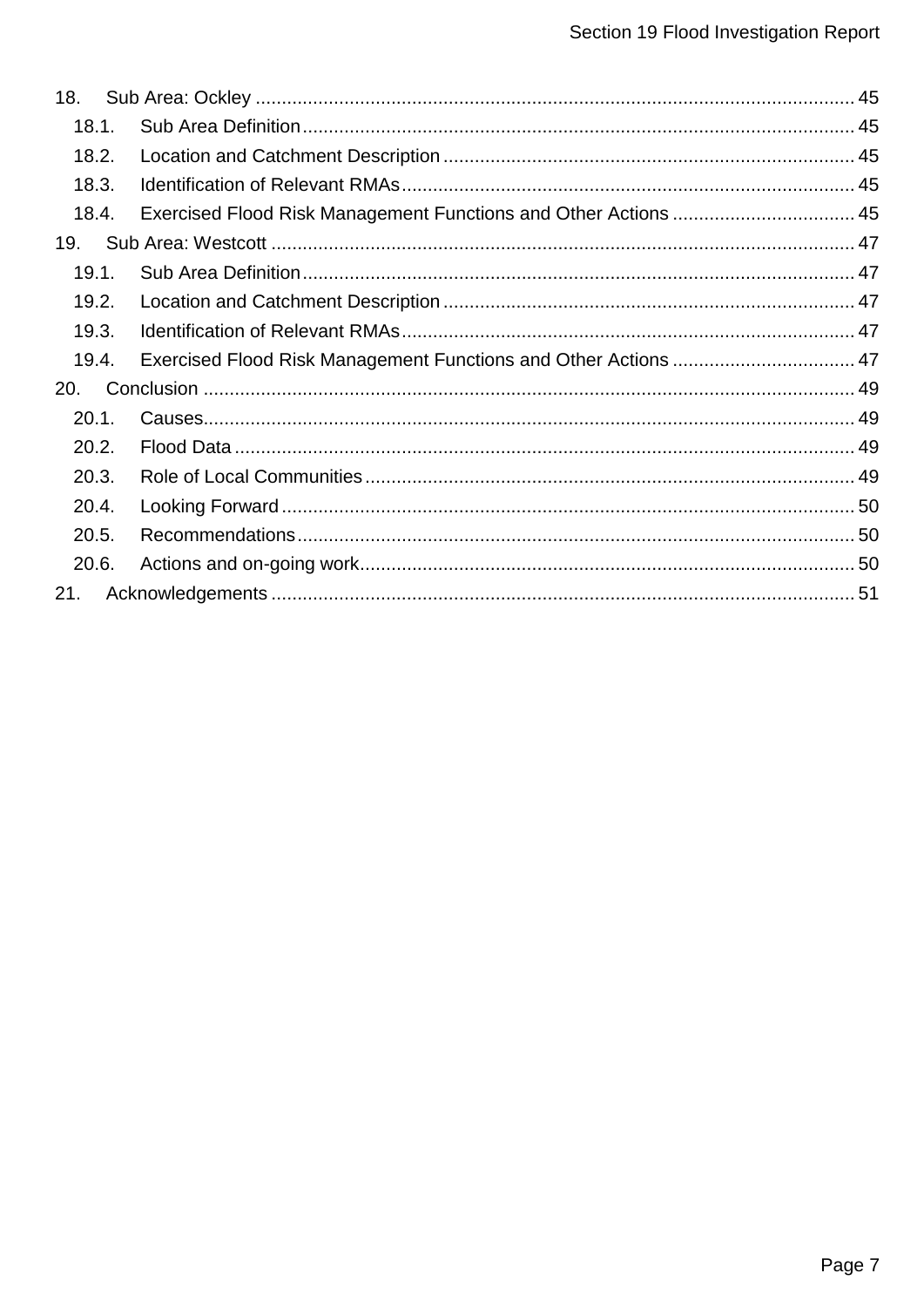18. Sub Area: Ockley ..... 45
  - 18.1. Sub Area Definition ..... 45
  - 18.2. Location and Catchment Description ..... 45
  - 18.3. Identification of Relevant RMAs ..... 45
  - 18.4. Exercised Flood Risk Management Functions and Other Actions ..... 45

19. Sub Area: Westcott ..... 47
  - 19.1. Sub Area Definition ..... 47
  - 19.2. Location and Catchment Description ..... 47
  - 19.3. Identification of Relevant RMAs ..... 47
  - 19.4. Exercised Flood Risk Management Functions and Other Actions ..... 47

20. Conclusion ..... 49
  - 20.1. Causes ..... 49
  - 20.2. Flood Data ..... 49
  - 20.3. Role of Local Communities ..... 49
  - 20.4. Looking Forward ..... 50
  - 20.5. Recommendations ..... 50
  - 20.6. Actions and on-going work ..... 50

21. Acknowledgements ..... 51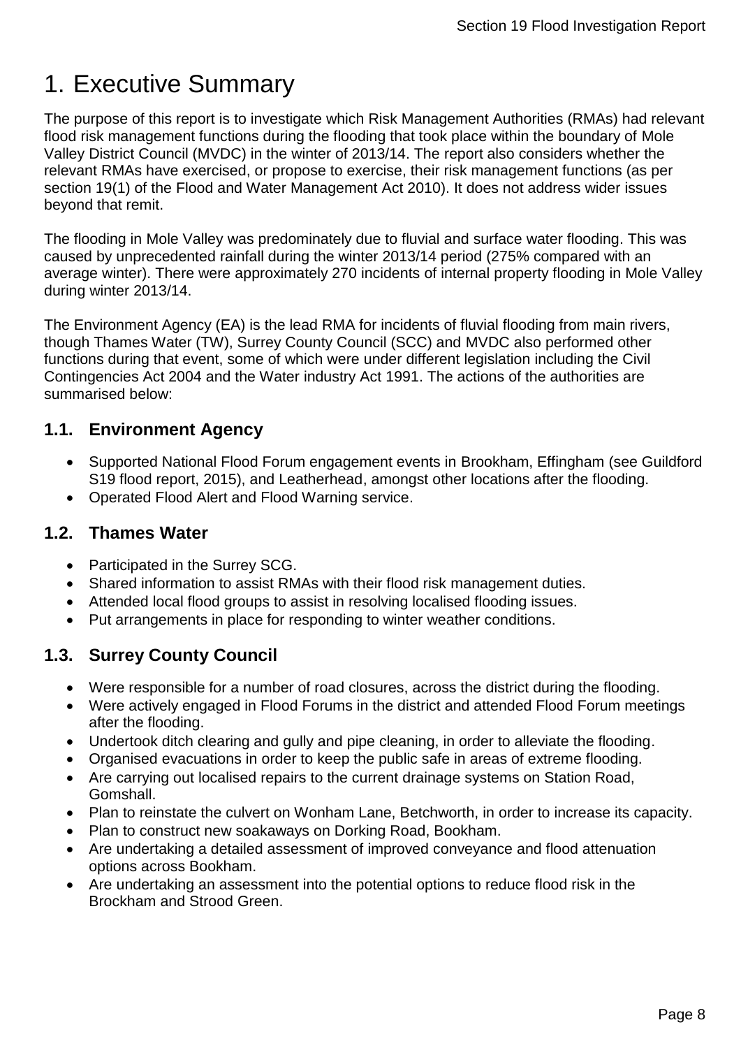# 1. Executive Summary

The purpose of this report is to investigate which Risk Management Authorities (RMAs) had relevant flood risk management functions during the flooding that took place within the boundary of Mole Valley District Council (MVDC) in the winter of 2013/14. The report also considers whether the relevant RMAs have exercised, or propose to exercise, their risk management functions (as per section 19(1) of the Flood and Water Management Act 2010). It does not address wider issues beyond that remit.

The flooding in Mole Valley was predominately due to fluvial and surface water flooding. This was caused by unprecedented rainfall during the winter 2013/14 period (275% compared with an average winter). There were approximately 270 incidents of internal property flooding in Mole Valley during winter 2013/14.

The Environment Agency (EA) is the lead RMA for incidents of fluvial flooding from main rivers, though Thames Water (TW), Surrey County Council (SCC) and MVDC also performed other functions during that event, some of which were under different legislation including the Civil Contingencies Act 2004 and the Water industry Act 1991. The actions of the authorities are summarised below:

## 1.1. Environment Agency

- Supported National Flood Forum engagement events in Brookham, Effingham (see Guildford S19 flood report, 2015), and Leatherhead, amongst other locations after the flooding.
- Operated Flood Alert and Flood Warning service.

## 1.2. Thames Water

- Participated in the Surrey SCG.
- Shared information to assist RMAs with their flood risk management duties.
- Attended local flood groups to assist in resolving localised flooding issues.
- Put arrangements in place for responding to winter weather conditions.

## 1.3. Surrey County Council

- Were responsible for a number of road closures, across the district during the flooding.
- Were actively engaged in Flood Forums in the district and attended Flood Forum meetings after the flooding.
- Undertook ditch clearing and gully and pipe cleaning, in order to alleviate the flooding.
- Organised evacuations in order to keep the public safe in areas of extreme flooding.
- Are carrying out localised repairs to the current drainage systems on Station Road, Gomshall.
- Plan to reinstate the culvert on Wonham Lane, Betchworth, in order to increase its capacity.
- Plan to construct new soakaways on Dorking Road, Bookham.
- Are undertaking a detailed assessment of improved conveyance and flood attenuation options across Bookham.
- Are undertaking an assessment into the potential options to reduce flood risk in the Brockham and Strood Green.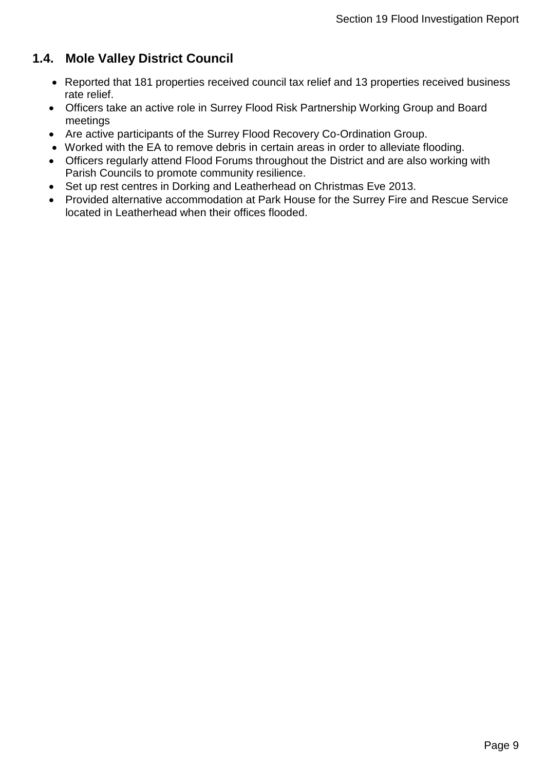## 1.4. Mole Valley District Council

- Reported that 181 properties received council tax relief and 13 properties received business rate relief.
- Officers take an active role in Surrey Flood Risk Partnership Working Group and Board meetings
- Are active participants of the Surrey Flood Recovery Co-Ordination Group.
- Worked with the EA to remove debris in certain areas in order to alleviate flooding.
- Officers regularly attend Flood Forums throughout the District and are also working with Parish Councils to promote community resilience.
- Set up rest centres in Dorking and Leatherhead on Christmas Eve 2013.
- Provided alternative accommodation at Park House for the Surrey Fire and Rescue Service located in Leatherhead when their offices flooded.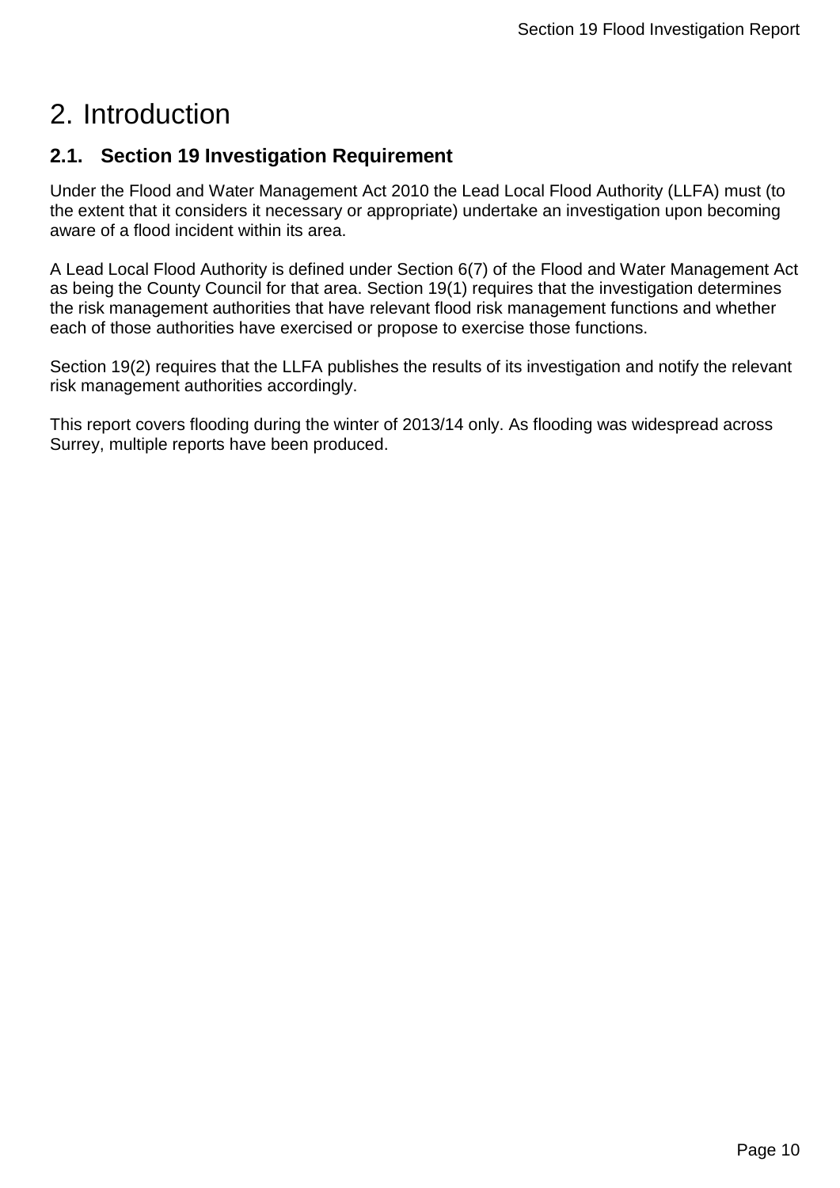# 2. Introduction

## 2.1. Section 19 Investigation Requirement

Under the Flood and Water Management Act 2010 the Lead Local Flood Authority (LLFA) must (to the extent that it considers it necessary or appropriate) undertake an investigation upon becoming aware of a flood incident within its area.

A Lead Local Flood Authority is defined under Section 6(7) of the Flood and Water Management Act as being the County Council for that area. Section 19(1) requires that the investigation determines the risk management authorities that have relevant flood risk management functions and whether each of those authorities have exercised or propose to exercise those functions.

Section 19(2) requires that the LLFA publishes the results of its investigation and notify the relevant risk management authorities accordingly.

This report covers flooding during the winter of 2013/14 only. As flooding was widespread across Surrey, multiple reports have been produced.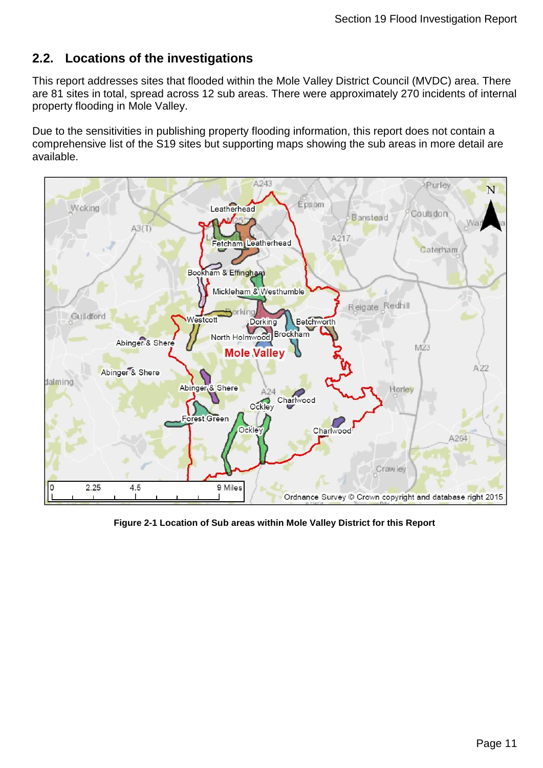## 2.2. Locations of the investigations

This report addresses sites that flooded within the Mole Valley District Council (MVDC) area. There are 81 sites in total, spread across 12 sub areas. There were approximately 270 incidents of internal property flooding in Mole Valley.

Due to the sensitivities in publishing property flooding information, this report does not contain a comprehensive list of the S19 sites but supporting maps showing the sub areas in more detail are available.

**Figure 2-1 Location of Sub areas within Mole Valley District for this Report**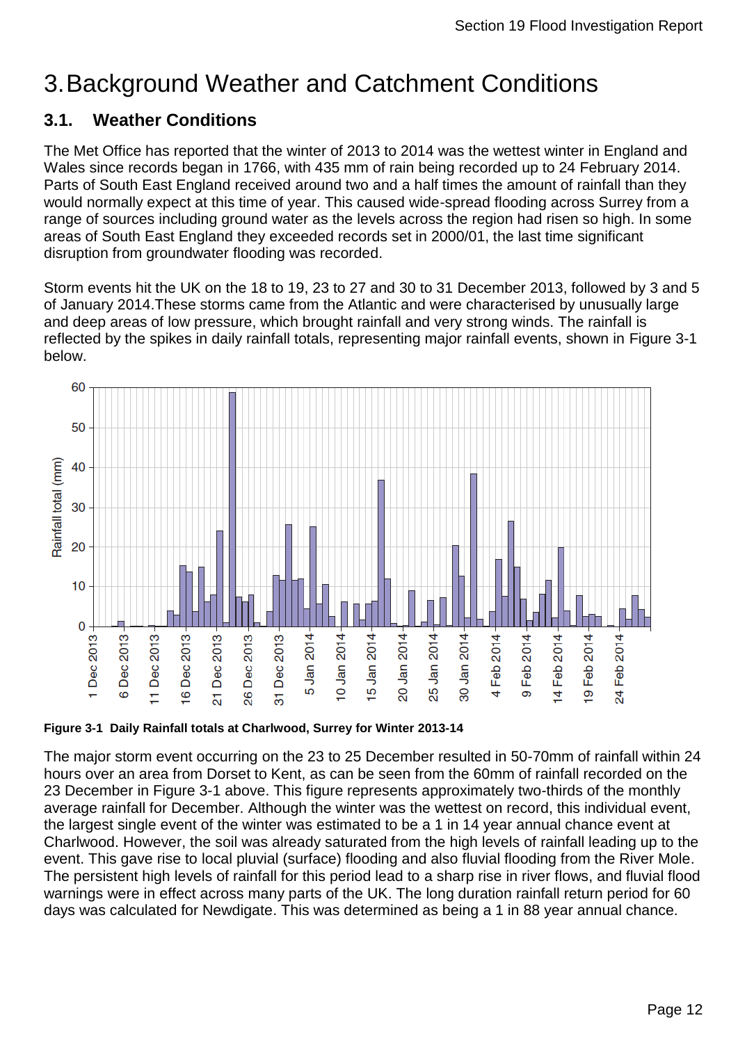# 3. Background Weather and Catchment Conditions

## 3.1. Weather Conditions

The Met Office has reported that the winter of 2013 to 2014 was the wettest winter in England and Wales since records began in 1766, with 435 mm of rain being recorded up to 24 February 2014. Parts of South East England received around two and a half times the amount of rainfall than they would normally expect at this time of year. This caused wide-spread flooding across Surrey from a range of sources including ground water as the levels across the region had risen so high. In some areas of South East England they exceeded records set in 2000/01, the last time significant disruption from groundwater flooding was recorded.

Storm events hit the UK on the 18 to 19, 23 to 27 and 30 to 31 December 2013, followed by 3 and 5 of January 2014.These storms came from the Atlantic and were characterised by unusually large and deep areas of low pressure, which brought rainfall and very strong winds. The rainfall is reflected by the spikes in daily rainfall totals, representing major rainfall events, shown in Figure 3-1 below.

**Figure 3-1 Daily Rainfall totals at Charlwood, Surrey for Winter 2013-14**

The major storm event occurring on the 23 to 25 December resulted in 50-70mm of rainfall within 24 hours over an area from Dorset to Kent, as can be seen from the 60mm of rainfall recorded on the 23 December in Figure 3-1 above. This figure represents approximately two-thirds of the monthly average rainfall for December. Although the winter was the wettest on record, this individual event, the largest single event of the winter was estimated to be a 1 in 14 year annual chance event at Charlwood. However, the soil was already saturated from the high levels of rainfall leading up to the event. This gave rise to local pluvial (surface) flooding and also fluvial flooding from the River Mole. The persistent high levels of rainfall for this period lead to a sharp rise in river flows, and fluvial flood warnings were in effect across many parts of the UK. The long duration rainfall return period for 60 days was calculated for Newdigate. This was determined as being a 1 in 88 year annual chance.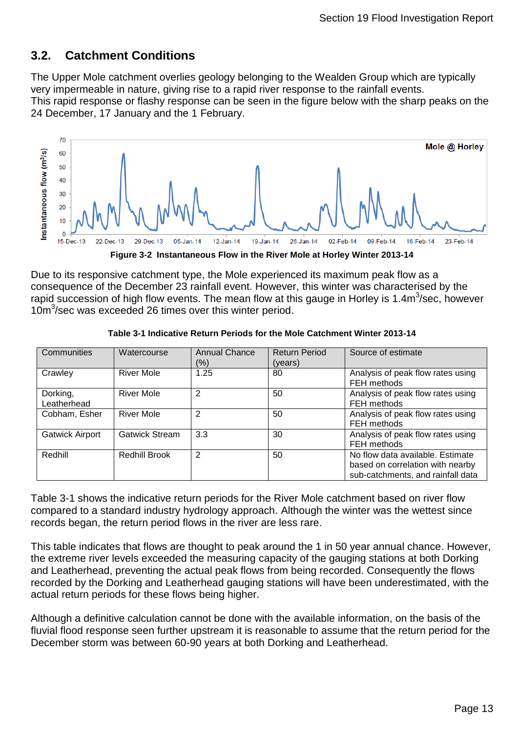## 3.2. Catchment Conditions

The Upper Mole catchment overlies geology belonging to the Wealden Group which are typically very impermeable in nature, giving rise to a rapid river response to the rainfall events.
This rapid response or flashy response can be seen in the figure below with the sharp peaks on the 24 December, 17 January and the 1 February.

**Figure 3-2 Instantaneous Flow in the River Mole at Horley Winter 2013-14**

Due to its responsive catchment type, the Mole experienced its maximum peak flow as a consequence of the December 23 rainfall event. However, this winter was characterised by the rapid succession of high flow events. The mean flow at this gauge in Horley is $1.4m^3$/sec, however $10m^3$/sec was exceeded 26 times over this winter period.

**Table 3-1 Indicative Return Periods for the Mole Catchment Winter 2013-14**

| Communities | Watercourse | Annual Chance (%) | Return Period (years) | Source of estimate |
|---|---|---|---|---|
| Crawley | River Mole | 1.25 | 80 | Analysis of peak flow rates using FEH methods |
| Dorking, Leatherhead | River Mole | 2 | 50 | Analysis of peak flow rates using FEH methods |
| Cobham, Esher | River Mole | 2 | 50 | Analysis of peak flow rates using FEH methods |
| Gatwick Airport | Gatwick Stream | 3.3 | 30 | Analysis of peak flow rates using FEH methods |
| Redhill | Redhill Brook | 2 | 50 | No flow data available. Estimate based on correlation with nearby sub-catchments, and rainfall data |

Table 3-1 shows the indicative return periods for the River Mole catchment based on river flow compared to a standard industry hydrology approach. Although the winter was the wettest since records began, the return period flows in the river are less rare.

This table indicates that flows are thought to peak around the 1 in 50 year annual chance. However, the extreme river levels exceeded the measuring capacity of the gauging stations at both Dorking and Leatherhead, preventing the actual peak flows from being recorded. Consequently the flows recorded by the Dorking and Leatherhead gauging stations will have been underestimated, with the actual return periods for these flows being higher.

Although a definitive calculation cannot be done with the available information, on the basis of the fluvial flood response seen further upstream it is reasonable to assume that the return period for the December storm was between 60-90 years at both Dorking and Leatherhead.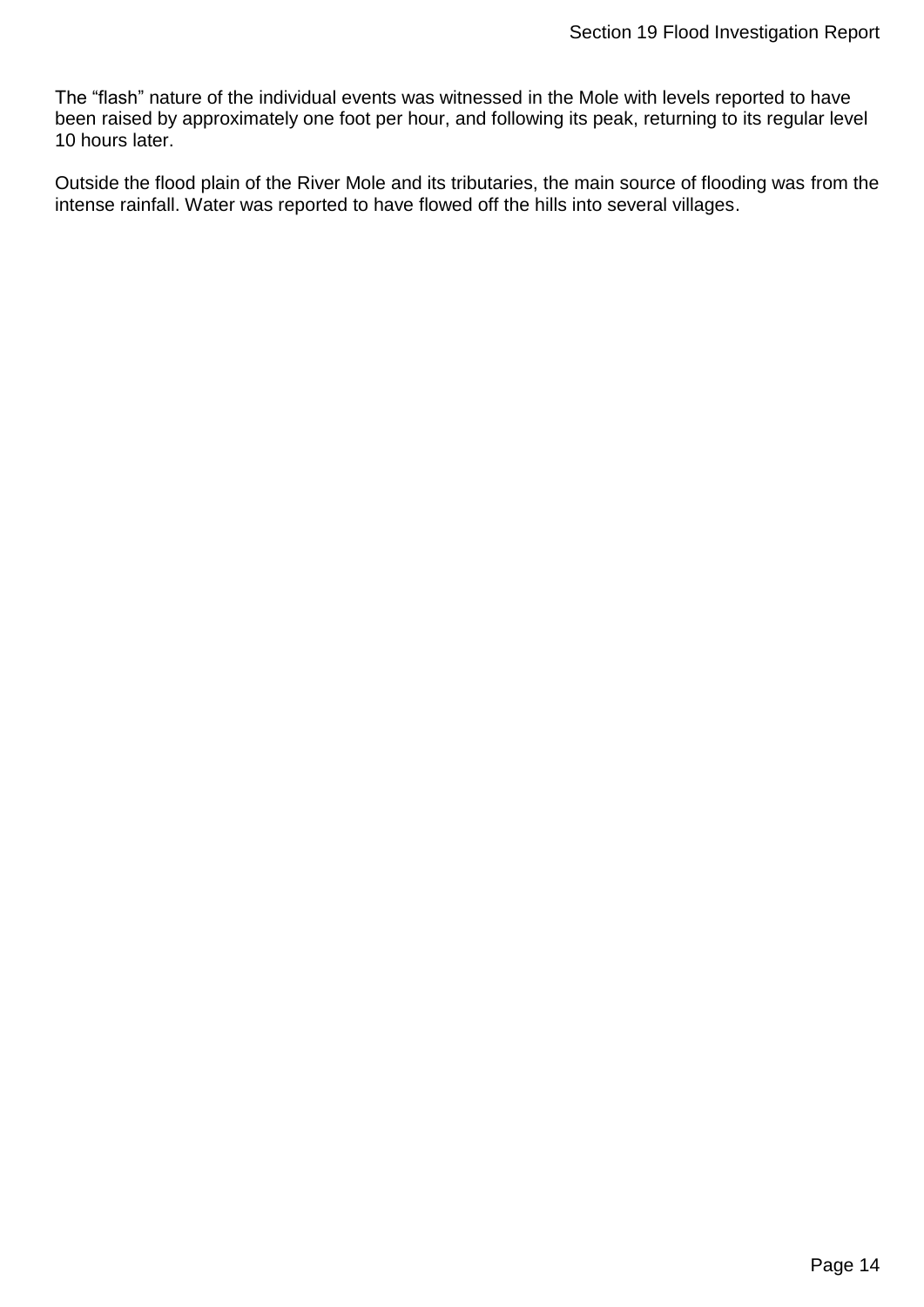The “flash” nature of the individual events was witnessed in the Mole with levels reported to have been raised by approximately one foot per hour, and following its peak, returning to its regular level 10 hours later.

Outside the flood plain of the River Mole and its tributaries, the main source of flooding was from the intense rainfall. Water was reported to have flowed off the hills into several villages.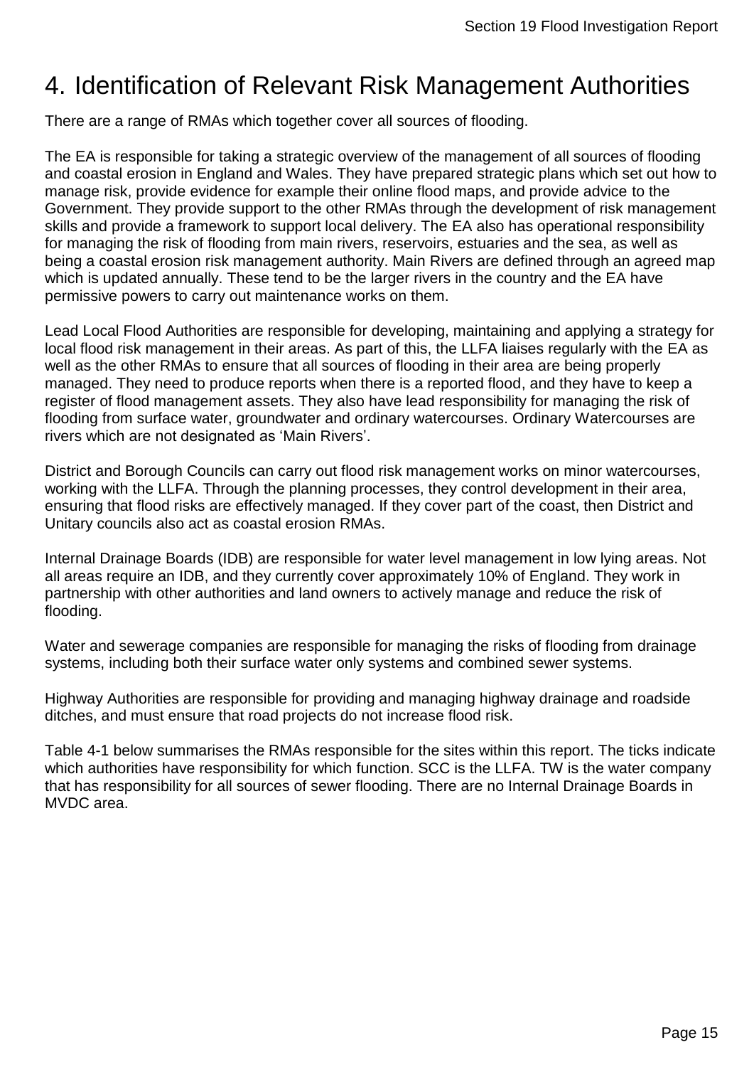# 4. Identification of Relevant Risk Management Authorities

There are a range of RMAs which together cover all sources of flooding.

The EA is responsible for taking a strategic overview of the management of all sources of flooding and coastal erosion in England and Wales. They have prepared strategic plans which set out how to manage risk, provide evidence for example their online flood maps, and provide advice to the Government. They provide support to the other RMAs through the development of risk management skills and provide a framework to support local delivery. The EA also has operational responsibility for managing the risk of flooding from main rivers, reservoirs, estuaries and the sea, as well as being a coastal erosion risk management authority. Main Rivers are defined through an agreed map which is updated annually. These tend to be the larger rivers in the country and the EA have permissive powers to carry out maintenance works on them.

Lead Local Flood Authorities are responsible for developing, maintaining and applying a strategy for local flood risk management in their areas. As part of this, the LLFA liaises regularly with the EA as well as the other RMAs to ensure that all sources of flooding in their area are being properly managed. They need to produce reports when there is a reported flood, and they have to keep a register of flood management assets. They also have lead responsibility for managing the risk of flooding from surface water, groundwater and ordinary watercourses. Ordinary Watercourses are rivers which are not designated as 'Main Rivers'.

District and Borough Councils can carry out flood risk management works on minor watercourses, working with the LLFA. Through the planning processes, they control development in their area, ensuring that flood risks are effectively managed. If they cover part of the coast, then District and Unitary councils also act as coastal erosion RMAs.

Internal Drainage Boards (IDB) are responsible for water level management in low lying areas. Not all areas require an IDB, and they currently cover approximately 10% of England. They work in partnership with other authorities and land owners to actively manage and reduce the risk of flooding.

Water and sewerage companies are responsible for managing the risks of flooding from drainage systems, including both their surface water only systems and combined sewer systems.

Highway Authorities are responsible for providing and managing highway drainage and roadside ditches, and must ensure that road projects do not increase flood risk.

Table 4-1 below summarises the RMAs responsible for the sites within this report. The ticks indicate which authorities have responsibility for which function. SCC is the LLFA. TW is the water company that has responsibility for all sources of sewer flooding. There are no Internal Drainage Boards in MVDC area.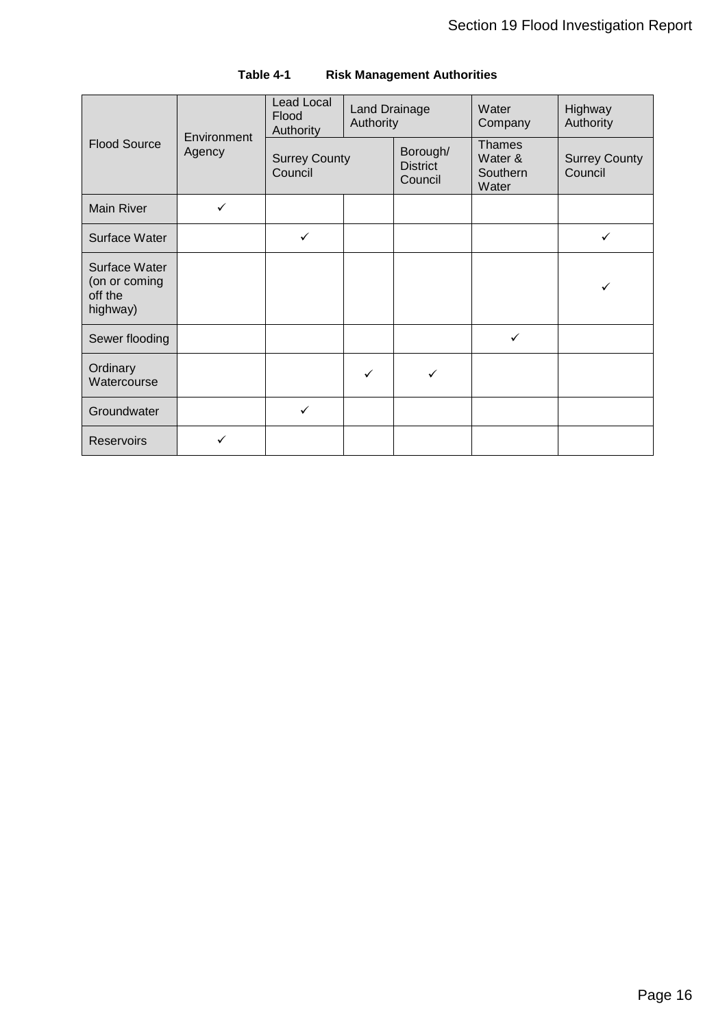**Table 4-1 Risk Management Authorities**

| Flood Source | Environment Agency | Lead Local Flood Authority | Land Drainage Authority | | Water Company | Highway Authority |
|---|---|---|---|---|---|---|
| | | Surrey County Council | | Borough/ District Council | Thames Water & Southern Water | Surrey County Council |
| Main River | ✓ | | | | | |
| Surface Water | | ✓ | | | | ✓ |
| Surface Water (on or coming off the highway) | | | | | | ✓ |
| Sewer flooding | | | | | ✓ | |
| Ordinary Watercourse | | | ✓ | ✓ | | |
| Groundwater | | ✓ | | | | |
| Reservoirs | ✓ | | | | | |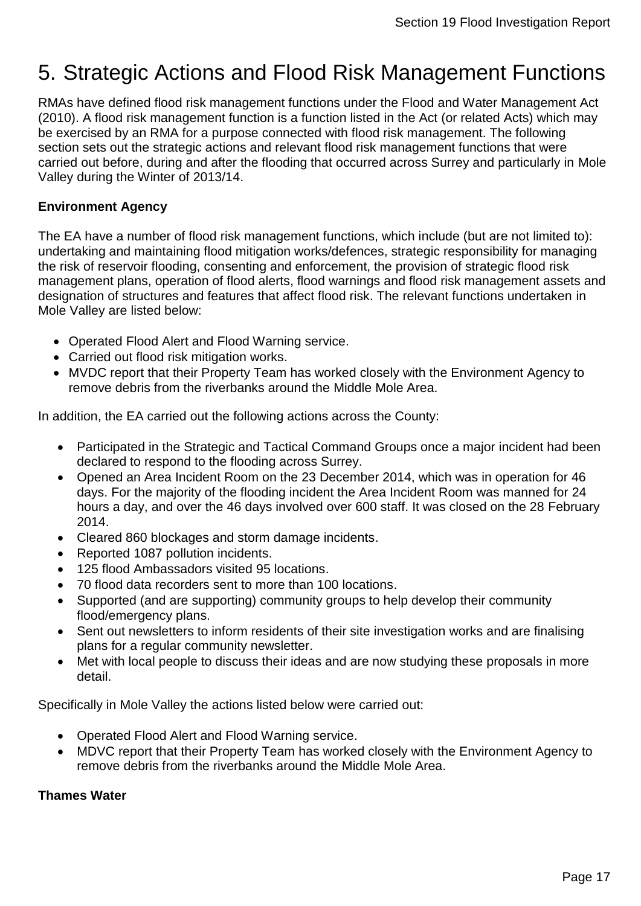# 5. Strategic Actions and Flood Risk Management Functions

RMAs have defined flood risk management functions under the Flood and Water Management Act (2010). A flood risk management function is a function listed in the Act (or related Acts) which may be exercised by an RMA for a purpose connected with flood risk management. The following section sets out the strategic actions and relevant flood risk management functions that were carried out before, during and after the flooding that occurred across Surrey and particularly in Mole Valley during the Winter of 2013/14.

**Environment Agency**

The EA have a number of flood risk management functions, which include (but are not limited to): undertaking and maintaining flood mitigation works/defences, strategic responsibility for managing the risk of reservoir flooding, consenting and enforcement, the provision of strategic flood risk management plans, operation of flood alerts, flood warnings and flood risk management assets and designation of structures and features that affect flood risk. The relevant functions undertaken in Mole Valley are listed below:

- Operated Flood Alert and Flood Warning service.
- Carried out flood risk mitigation works.
- MVDC report that their Property Team has worked closely with the Environment Agency to remove debris from the riverbanks around the Middle Mole Area.

In addition, the EA carried out the following actions across the County:

- Participated in the Strategic and Tactical Command Groups once a major incident had been declared to respond to the flooding across Surrey.
- Opened an Area Incident Room on the 23 December 2014, which was in operation for 46 days. For the majority of the flooding incident the Area Incident Room was manned for 24 hours a day, and over the 46 days involved over 600 staff. It was closed on the 28 February 2014.
- Cleared 860 blockages and storm damage incidents.
- Reported 1087 pollution incidents.
- 125 flood Ambassadors visited 95 locations.
- 70 flood data recorders sent to more than 100 locations.
- Supported (and are supporting) community groups to help develop their community flood/emergency plans.
- Sent out newsletters to inform residents of their site investigation works and are finalising plans for a regular community newsletter.
- Met with local people to discuss their ideas and are now studying these proposals in more detail.

Specifically in Mole Valley the actions listed below were carried out:

- Operated Flood Alert and Flood Warning service.
- MDVC report that their Property Team has worked closely with the Environment Agency to remove debris from the riverbanks around the Middle Mole Area.

**Thames Water**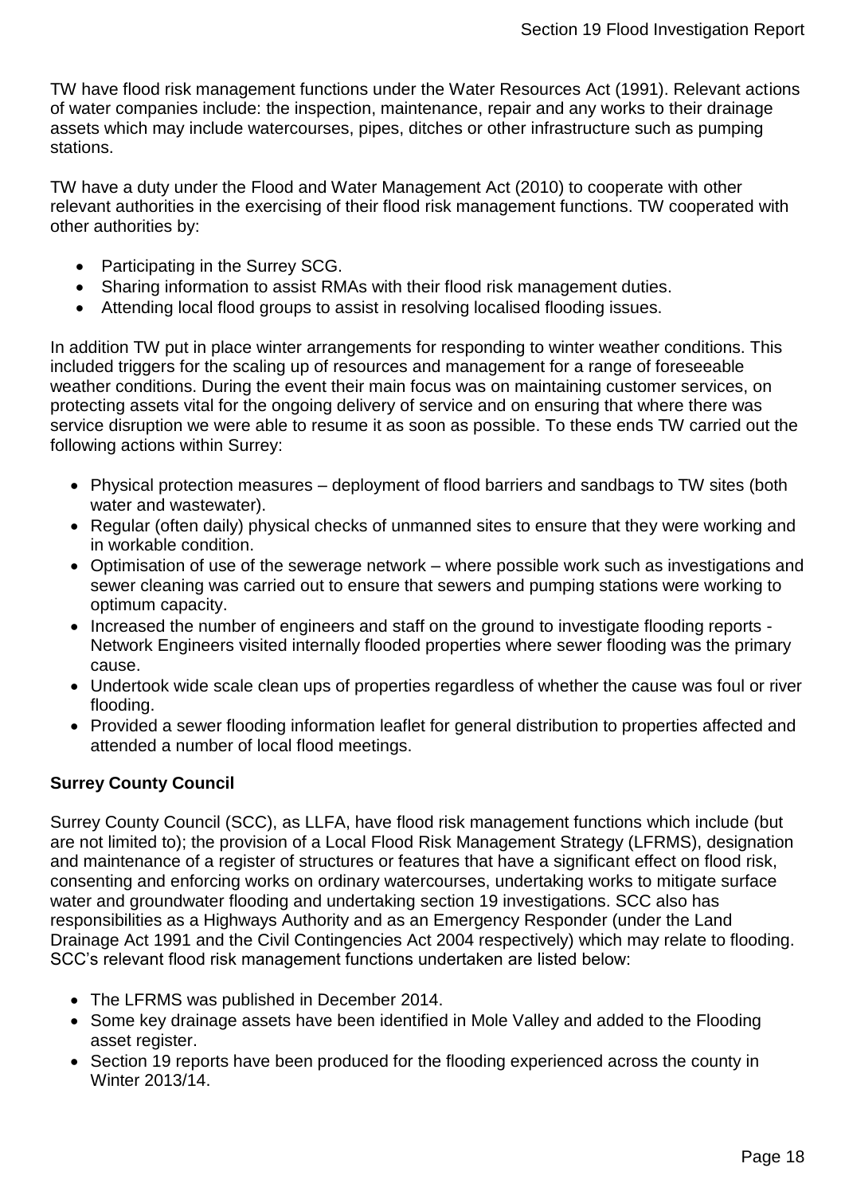TW have flood risk management functions under the Water Resources Act (1991). Relevant actions of water companies include: the inspection, maintenance, repair and any works to their drainage assets which may include watercourses, pipes, ditches or other infrastructure such as pumping stations.

TW have a duty under the Flood and Water Management Act (2010) to cooperate with other relevant authorities in the exercising of their flood risk management functions. TW cooperated with other authorities by:

- Participating in the Surrey SCG.
- Sharing information to assist RMAs with their flood risk management duties.
- Attending local flood groups to assist in resolving localised flooding issues.

In addition TW put in place winter arrangements for responding to winter weather conditions. This included triggers for the scaling up of resources and management for a range of foreseeable weather conditions. During the event their main focus was on maintaining customer services, on protecting assets vital for the ongoing delivery of service and on ensuring that where there was service disruption we were able to resume it as soon as possible. To these ends TW carried out the following actions within Surrey:

- Physical protection measures – deployment of flood barriers and sandbags to TW sites (both water and wastewater).
- Regular (often daily) physical checks of unmanned sites to ensure that they were working and in workable condition.
- Optimisation of use of the sewerage network – where possible work such as investigations and sewer cleaning was carried out to ensure that sewers and pumping stations were working to optimum capacity.
- Increased the number of engineers and staff on the ground to investigate flooding reports - Network Engineers visited internally flooded properties where sewer flooding was the primary cause.
- Undertook wide scale clean ups of properties regardless of whether the cause was foul or river flooding.
- Provided a sewer flooding information leaflet for general distribution to properties affected and attended a number of local flood meetings.

**Surrey County Council**

Surrey County Council (SCC), as LLFA, have flood risk management functions which include (but are not limited to); the provision of a Local Flood Risk Management Strategy (LFRMS), designation and maintenance of a register of structures or features that have a significant effect on flood risk, consenting and enforcing works on ordinary watercourses, undertaking works to mitigate surface water and groundwater flooding and undertaking section 19 investigations. SCC also has responsibilities as a Highways Authority and as an Emergency Responder (under the Land Drainage Act 1991 and the Civil Contingencies Act 2004 respectively) which may relate to flooding. SCC's relevant flood risk management functions undertaken are listed below:

- The LFRMS was published in December 2014.
- Some key drainage assets have been identified in Mole Valley and added to the Flooding asset register.
- Section 19 reports have been produced for the flooding experienced across the county in Winter 2013/14.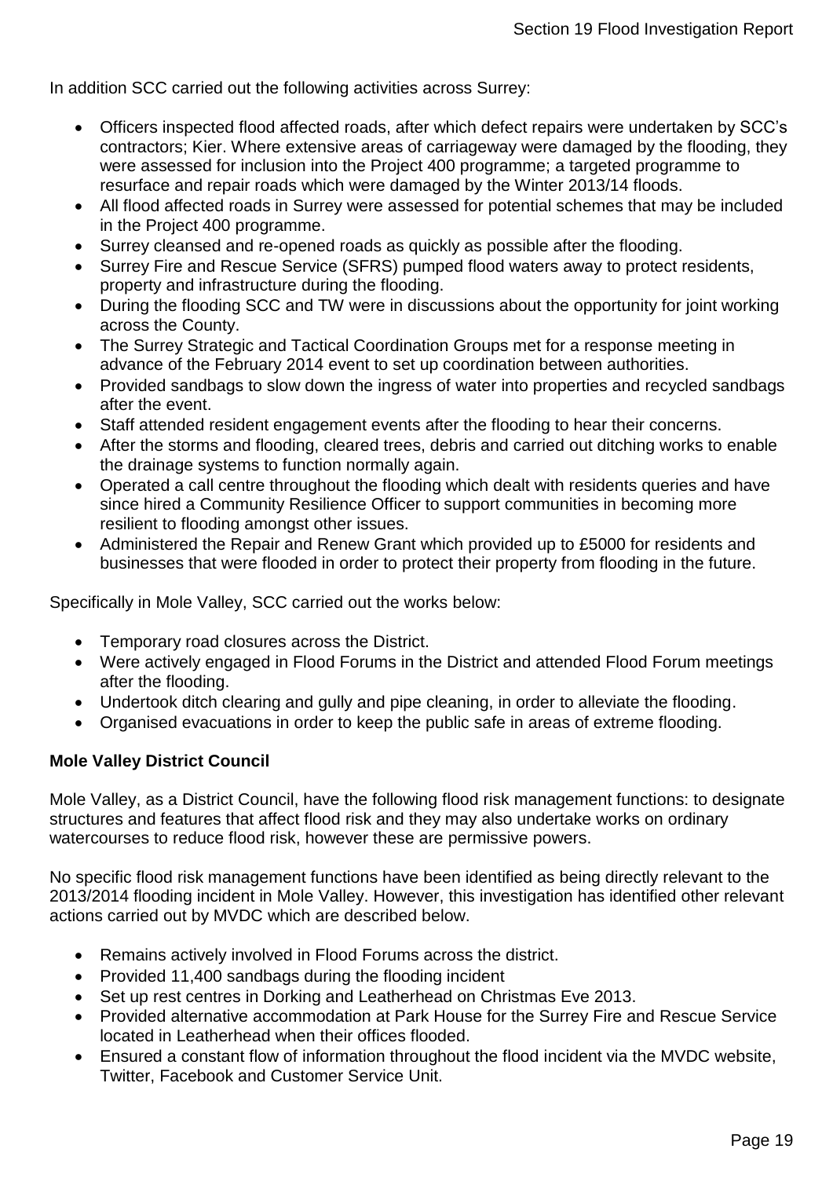In addition SCC carried out the following activities across Surrey:

- Officers inspected flood affected roads, after which defect repairs were undertaken by SCC's contractors; Kier. Where extensive areas of carriageway were damaged by the flooding, they were assessed for inclusion into the Project 400 programme; a targeted programme to resurface and repair roads which were damaged by the Winter 2013/14 floods.
- All flood affected roads in Surrey were assessed for potential schemes that may be included in the Project 400 programme.
- Surrey cleansed and re-opened roads as quickly as possible after the flooding.
- Surrey Fire and Rescue Service (SFRS) pumped flood waters away to protect residents, property and infrastructure during the flooding.
- During the flooding SCC and TW were in discussions about the opportunity for joint working across the County.
- The Surrey Strategic and Tactical Coordination Groups met for a response meeting in advance of the February 2014 event to set up coordination between authorities.
- Provided sandbags to slow down the ingress of water into properties and recycled sandbags after the event.
- Staff attended resident engagement events after the flooding to hear their concerns.
- After the storms and flooding, cleared trees, debris and carried out ditching works to enable the drainage systems to function normally again.
- Operated a call centre throughout the flooding which dealt with residents queries and have since hired a Community Resilience Officer to support communities in becoming more resilient to flooding amongst other issues.
- Administered the Repair and Renew Grant which provided up to £5000 for residents and businesses that were flooded in order to protect their property from flooding in the future.

Specifically in Mole Valley, SCC carried out the works below:

- Temporary road closures across the District.
- Were actively engaged in Flood Forums in the District and attended Flood Forum meetings after the flooding.
- Undertook ditch clearing and gully and pipe cleaning, in order to alleviate the flooding.
- Organised evacuations in order to keep the public safe in areas of extreme flooding.

**Mole Valley District Council**

Mole Valley, as a District Council, have the following flood risk management functions: to designate structures and features that affect flood risk and they may also undertake works on ordinary watercourses to reduce flood risk, however these are permissive powers.

No specific flood risk management functions have been identified as being directly relevant to the 2013/2014 flooding incident in Mole Valley. However, this investigation has identified other relevant actions carried out by MVDC which are described below.

- Remains actively involved in Flood Forums across the district.
- Provided 11,400 sandbags during the flooding incident
- Set up rest centres in Dorking and Leatherhead on Christmas Eve 2013.
- Provided alternative accommodation at Park House for the Surrey Fire and Rescue Service located in Leatherhead when their offices flooded.
- Ensured a constant flow of information throughout the flood incident via the MVDC website, Twitter, Facebook and Customer Service Unit.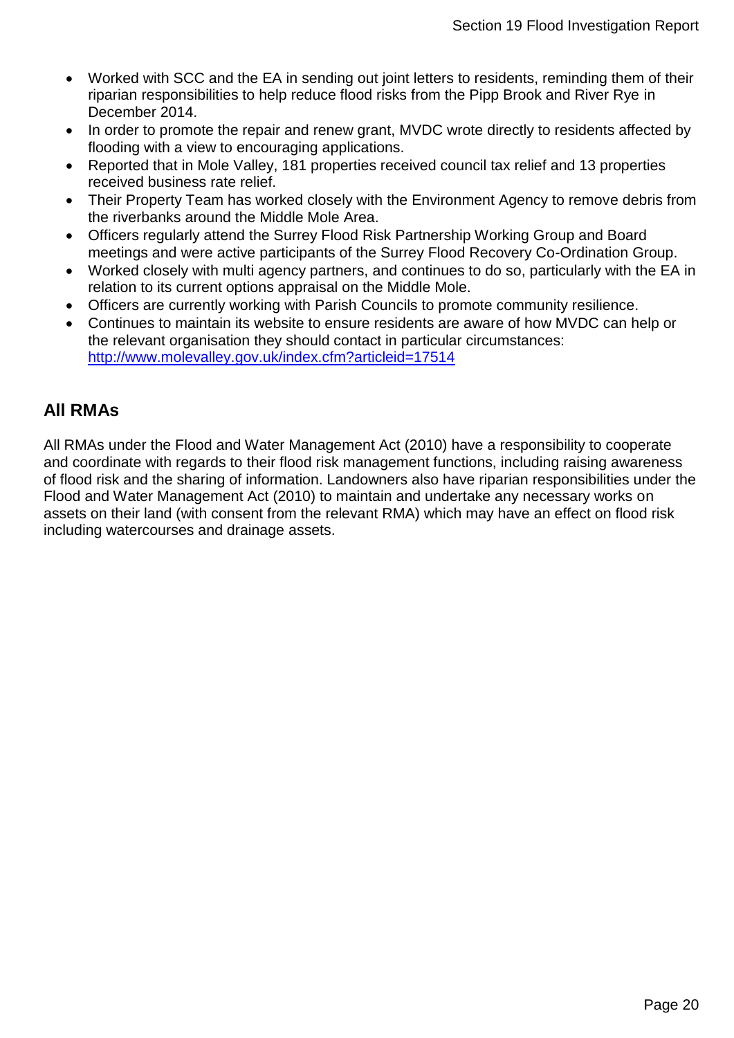- Worked with SCC and the EA in sending out joint letters to residents, reminding them of their riparian responsibilities to help reduce flood risks from the Pipp Brook and River Rye in December 2014.
- In order to promote the repair and renew grant, MVDC wrote directly to residents affected by flooding with a view to encouraging applications.
- Reported that in Mole Valley, 181 properties received council tax relief and 13 properties received business rate relief.
- Their Property Team has worked closely with the Environment Agency to remove debris from the riverbanks around the Middle Mole Area.
- Officers regularly attend the Surrey Flood Risk Partnership Working Group and Board meetings and were active participants of the Surrey Flood Recovery Co-Ordination Group.
- Worked closely with multi agency partners, and continues to do so, particularly with the EA in relation to its current options appraisal on the Middle Mole.
- Officers are currently working with Parish Councils to promote community resilience.
- Continues to maintain its website to ensure residents are aware of how MVDC can help or the relevant organisation they should contact in particular circumstances: http://www.molevalley.gov.uk/index.cfm?articleid=17514

## All RMAs

All RMAs under the Flood and Water Management Act (2010) have a responsibility to cooperate and coordinate with regards to their flood risk management functions, including raising awareness of flood risk and the sharing of information. Landowners also have riparian responsibilities under the Flood and Water Management Act (2010) to maintain and undertake any necessary works on assets on their land (with consent from the relevant RMA) which may have an effect on flood risk including watercourses and drainage assets.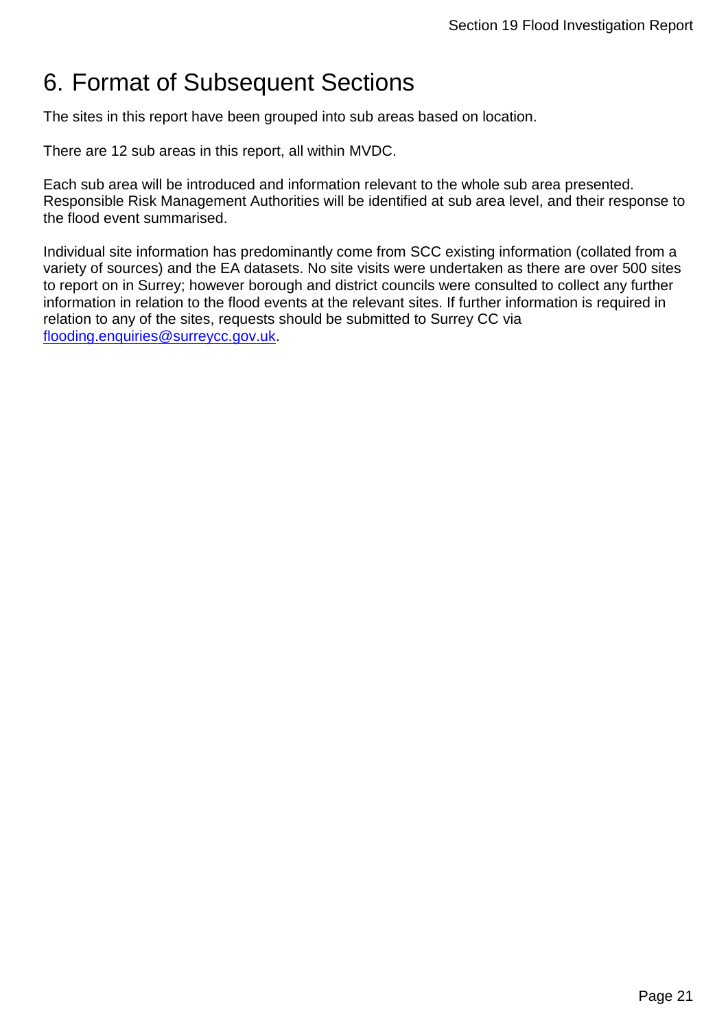# 6. Format of Subsequent Sections

The sites in this report have been grouped into sub areas based on location.

There are 12 sub areas in this report, all within MVDC.

Each sub area will be introduced and information relevant to the whole sub area presented. Responsible Risk Management Authorities will be identified at sub area level, and their response to the flood event summarised.

Individual site information has predominantly come from SCC existing information (collated from a variety of sources) and the EA datasets. No site visits were undertaken as there are over 500 sites to report on in Surrey; however borough and district councils were consulted to collect any further information in relation to the flood events at the relevant sites. If further information is required in relation to any of the sites, requests should be submitted to Surrey CC via [flooding.enquiries@surreycc.gov.uk](mailto:flooding.enquiries@surreycc.gov.uk).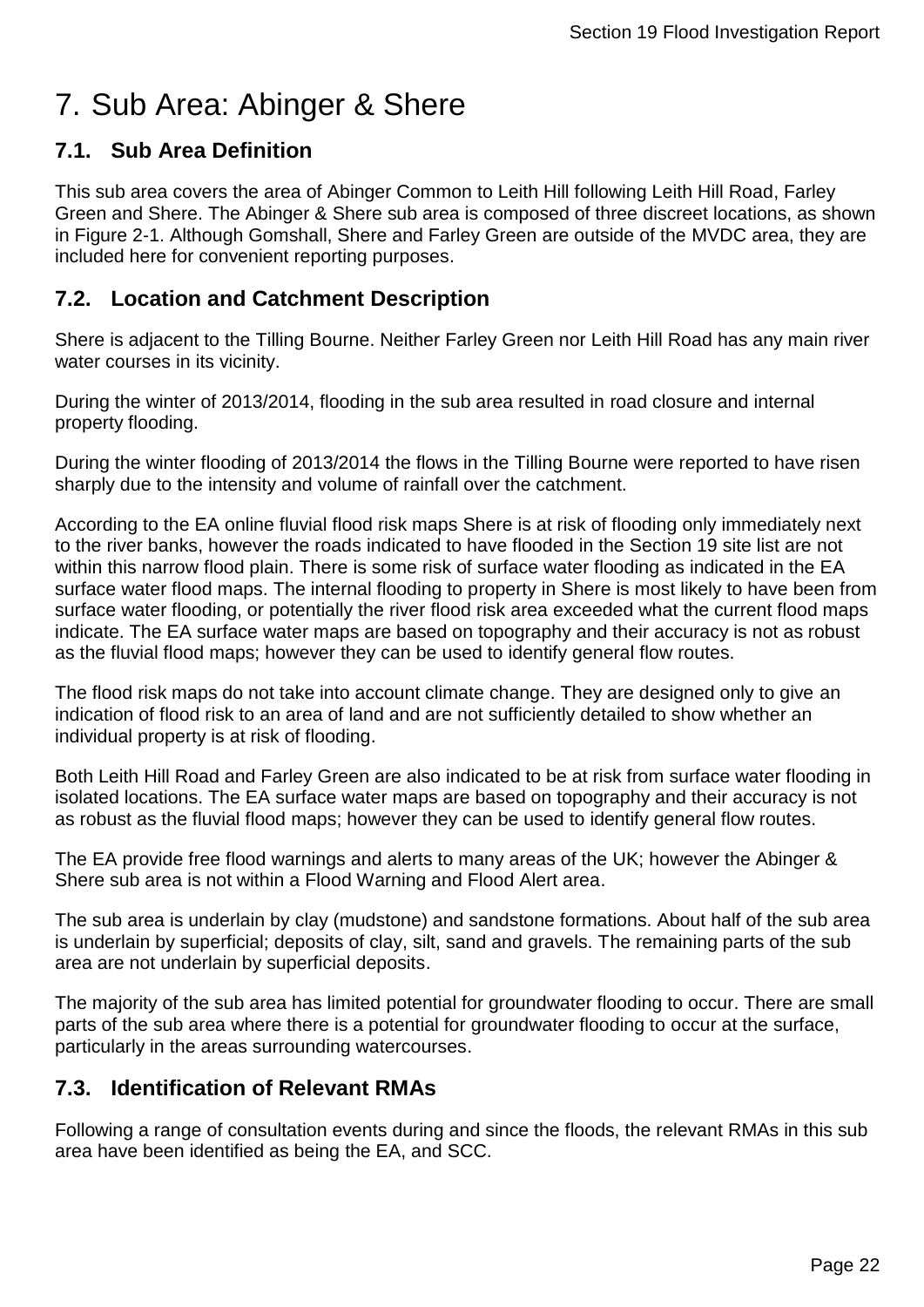# 7. Sub Area: Abinger & Shere

## 7.1. Sub Area Definition

This sub area covers the area of Abinger Common to Leith Hill following Leith Hill Road, Farley Green and Shere. The Abinger & Shere sub area is composed of three discreet locations, as shown in Figure 2-1. Although Gomshall, Shere and Farley Green are outside of the MVDC area, they are included here for convenient reporting purposes.

## 7.2. Location and Catchment Description

Shere is adjacent to the Tilling Bourne. Neither Farley Green nor Leith Hill Road has any main river water courses in its vicinity.

During the winter of 2013/2014, flooding in the sub area resulted in road closure and internal property flooding.

During the winter flooding of 2013/2014 the flows in the Tilling Bourne were reported to have risen sharply due to the intensity and volume of rainfall over the catchment.

According to the EA online fluvial flood risk maps Shere is at risk of flooding only immediately next to the river banks, however the roads indicated to have flooded in the Section 19 site list are not within this narrow flood plain. There is some risk of surface water flooding as indicated in the EA surface water flood maps. The internal flooding to property in Shere is most likely to have been from surface water flooding, or potentially the river flood risk area exceeded what the current flood maps indicate. The EA surface water maps are based on topography and their accuracy is not as robust as the fluvial flood maps; however they can be used to identify general flow routes.

The flood risk maps do not take into account climate change. They are designed only to give an indication of flood risk to an area of land and are not sufficiently detailed to show whether an individual property is at risk of flooding.

Both Leith Hill Road and Farley Green are also indicated to be at risk from surface water flooding in isolated locations. The EA surface water maps are based on topography and their accuracy is not as robust as the fluvial flood maps; however they can be used to identify general flow routes.

The EA provide free flood warnings and alerts to many areas of the UK; however the Abinger & Shere sub area is not within a Flood Warning and Flood Alert area.

The sub area is underlain by clay (mudstone) and sandstone formations. About half of the sub area is underlain by superficial; deposits of clay, silt, sand and gravels. The remaining parts of the sub area are not underlain by superficial deposits.

The majority of the sub area has limited potential for groundwater flooding to occur. There are small parts of the sub area where there is a potential for groundwater flooding to occur at the surface, particularly in the areas surrounding watercourses.

## 7.3. Identification of Relevant RMAs

Following a range of consultation events during and since the floods, the relevant RMAs in this sub area have been identified as being the EA, and SCC.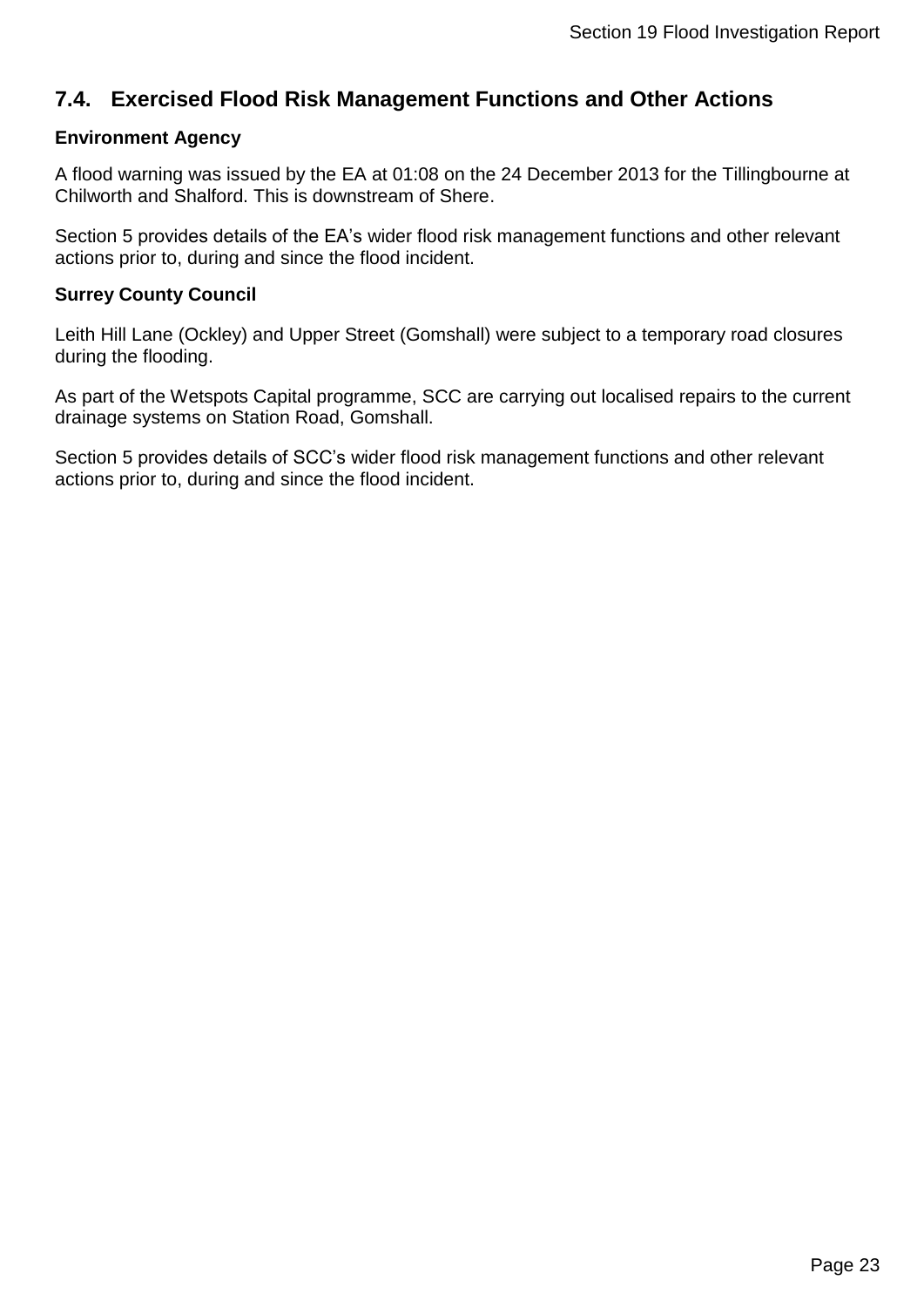## 7.4. Exercised Flood Risk Management Functions and Other Actions

**Environment Agency**

A flood warning was issued by the EA at 01:08 on the 24 December 2013 for the Tillingbourne at Chilworth and Shalford. This is downstream of Shere.

Section 5 provides details of the EA's wider flood risk management functions and other relevant actions prior to, during and since the flood incident.

**Surrey County Council**

Leith Hill Lane (Ockley) and Upper Street (Gomshall) were subject to a temporary road closures during the flooding.

As part of the Wetspots Capital programme, SCC are carrying out localised repairs to the current drainage systems on Station Road, Gomshall.

Section 5 provides details of SCC's wider flood risk management functions and other relevant actions prior to, during and since the flood incident.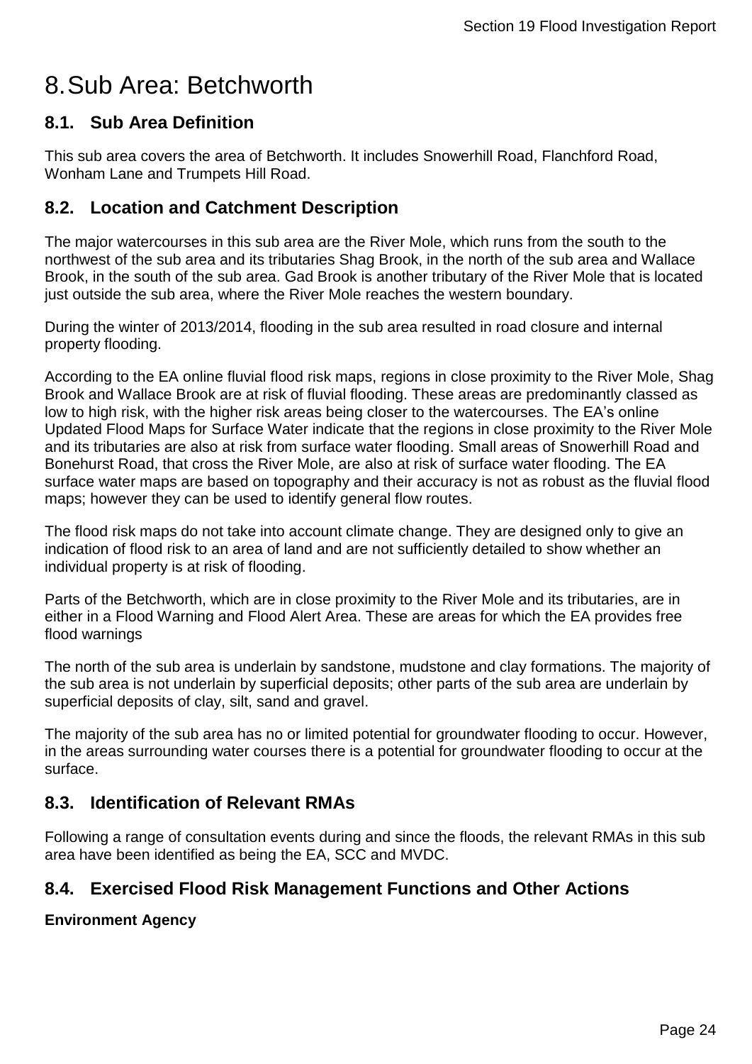# 8. Sub Area: Betchworth

## 8.1. Sub Area Definition

This sub area covers the area of Betchworth. It includes Snowerhill Road, Flanchford Road, Wonham Lane and Trumpets Hill Road.

## 8.2. Location and Catchment Description

The major watercourses in this sub area are the River Mole, which runs from the south to the northwest of the sub area and its tributaries Shag Brook, in the north of the sub area and Wallace Brook, in the south of the sub area. Gad Brook is another tributary of the River Mole that is located just outside the sub area, where the River Mole reaches the western boundary.

During the winter of 2013/2014, flooding in the sub area resulted in road closure and internal property flooding.

According to the EA online fluvial flood risk maps, regions in close proximity to the River Mole, Shag Brook and Wallace Brook are at risk of fluvial flooding. These areas are predominantly classed as low to high risk, with the higher risk areas being closer to the watercourses. The EA's online Updated Flood Maps for Surface Water indicate that the regions in close proximity to the River Mole and its tributaries are also at risk from surface water flooding. Small areas of Snowerhill Road and Bonehurst Road, that cross the River Mole, are also at risk of surface water flooding. The EA surface water maps are based on topography and their accuracy is not as robust as the fluvial flood maps; however they can be used to identify general flow routes.

The flood risk maps do not take into account climate change. They are designed only to give an indication of flood risk to an area of land and are not sufficiently detailed to show whether an individual property is at risk of flooding.

Parts of the Betchworth, which are in close proximity to the River Mole and its tributaries, are in either in a Flood Warning and Flood Alert Area. These are areas for which the EA provides free flood warnings

The north of the sub area is underlain by sandstone, mudstone and clay formations. The majority of the sub area is not underlain by superficial deposits; other parts of the sub area are underlain by superficial deposits of clay, silt, sand and gravel.

The majority of the sub area has no or limited potential for groundwater flooding to occur. However, in the areas surrounding water courses there is a potential for groundwater flooding to occur at the surface.

## 8.3. Identification of Relevant RMAs

Following a range of consultation events during and since the floods, the relevant RMAs in this sub area have been identified as being the EA, SCC and MVDC.

## 8.4. Exercised Flood Risk Management Functions and Other Actions

**Environment Agency**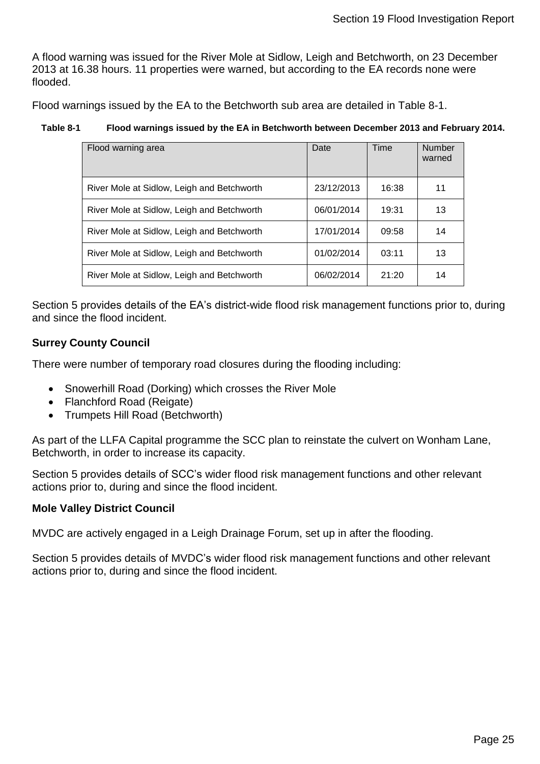A flood warning was issued for the River Mole at Sidlow, Leigh and Betchworth, on 23 December 2013 at 16.38 hours. 11 properties were warned, but according to the EA records none were flooded.

Flood warnings issued by the EA to the Betchworth sub area are detailed in Table 8-1.

**Table 8-1 Flood warnings issued by the EA in Betchworth between December 2013 and February 2014.**

| Flood warning area | Date | Time | Number warned |
|---|---|---|---|
| River Mole at Sidlow, Leigh and Betchworth | 23/12/2013 | 16:38 | 11 |
| River Mole at Sidlow, Leigh and Betchworth | 06/01/2014 | 19:31 | 13 |
| River Mole at Sidlow, Leigh and Betchworth | 17/01/2014 | 09:58 | 14 |
| River Mole at Sidlow, Leigh and Betchworth | 01/02/2014 | 03:11 | 13 |
| River Mole at Sidlow, Leigh and Betchworth | 06/02/2014 | 21:20 | 14 |

Section 5 provides details of the EA's district-wide flood risk management functions prior to, during and since the flood incident.

**Surrey County Council**

There were number of temporary road closures during the flooding including:

- Snowerhill Road (Dorking) which crosses the River Mole
- Flanchford Road (Reigate)
- Trumpets Hill Road (Betchworth)

As part of the LLFA Capital programme the SCC plan to reinstate the culvert on Wonham Lane, Betchworth, in order to increase its capacity.

Section 5 provides details of SCC's wider flood risk management functions and other relevant actions prior to, during and since the flood incident.

**Mole Valley District Council**

MVDC are actively engaged in a Leigh Drainage Forum, set up in after the flooding.

Section 5 provides details of MVDC's wider flood risk management functions and other relevant actions prior to, during and since the flood incident.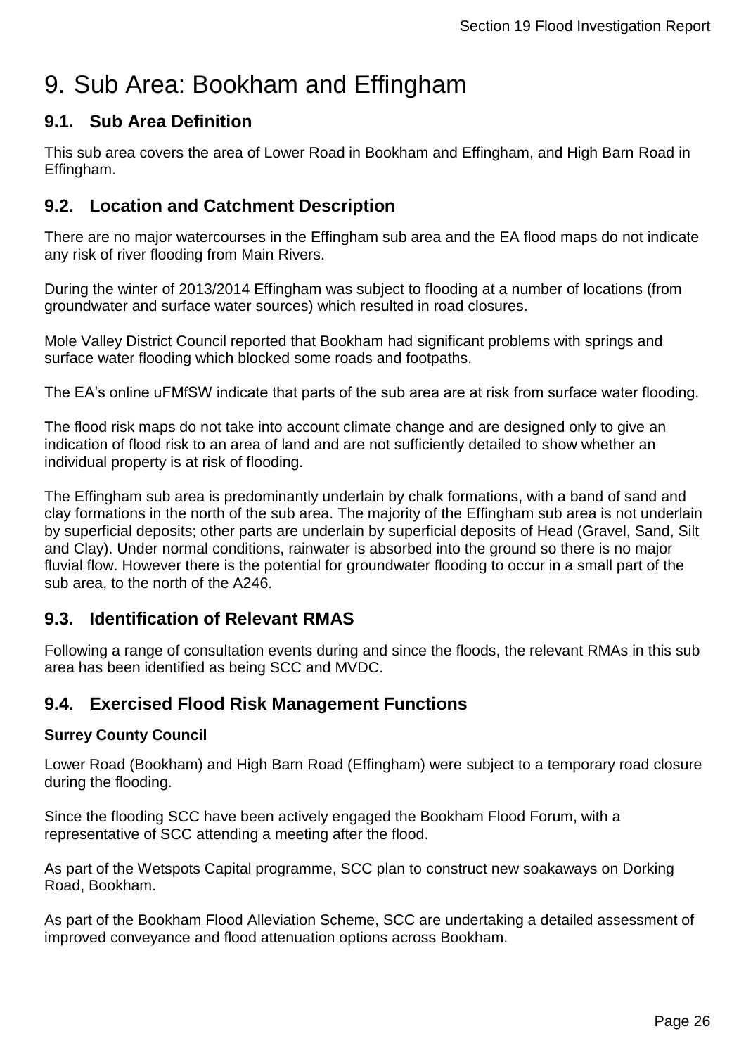# 9. Sub Area: Bookham and Effingham

## 9.1. Sub Area Definition

This sub area covers the area of Lower Road in Bookham and Effingham, and High Barn Road in Effingham.

## 9.2. Location and Catchment Description

There are no major watercourses in the Effingham sub area and the EA flood maps do not indicate any risk of river flooding from Main Rivers.

During the winter of 2013/2014 Effingham was subject to flooding at a number of locations (from groundwater and surface water sources) which resulted in road closures.

Mole Valley District Council reported that Bookham had significant problems with springs and surface water flooding which blocked some roads and footpaths.

The EA's online uFMfSW indicate that parts of the sub area are at risk from surface water flooding.

The flood risk maps do not take into account climate change and are designed only to give an indication of flood risk to an area of land and are not sufficiently detailed to show whether an individual property is at risk of flooding.

The Effingham sub area is predominantly underlain by chalk formations, with a band of sand and clay formations in the north of the sub area. The majority of the Effingham sub area is not underlain by superficial deposits; other parts are underlain by superficial deposits of Head (Gravel, Sand, Silt and Clay). Under normal conditions, rainwater is absorbed into the ground so there is no major fluvial flow. However there is the potential for groundwater flooding to occur in a small part of the sub area, to the north of the A246.

## 9.3. Identification of Relevant RMAS

Following a range of consultation events during and since the floods, the relevant RMAs in this sub area has been identified as being SCC and MVDC.

## 9.4. Exercised Flood Risk Management Functions

**Surrey County Council**

Lower Road (Bookham) and High Barn Road (Effingham) were subject to a temporary road closure during the flooding.

Since the flooding SCC have been actively engaged the Bookham Flood Forum, with a representative of SCC attending a meeting after the flood.

As part of the Wetspots Capital programme, SCC plan to construct new soakaways on Dorking Road, Bookham.

As part of the Bookham Flood Alleviation Scheme, SCC are undertaking a detailed assessment of improved conveyance and flood attenuation options across Bookham.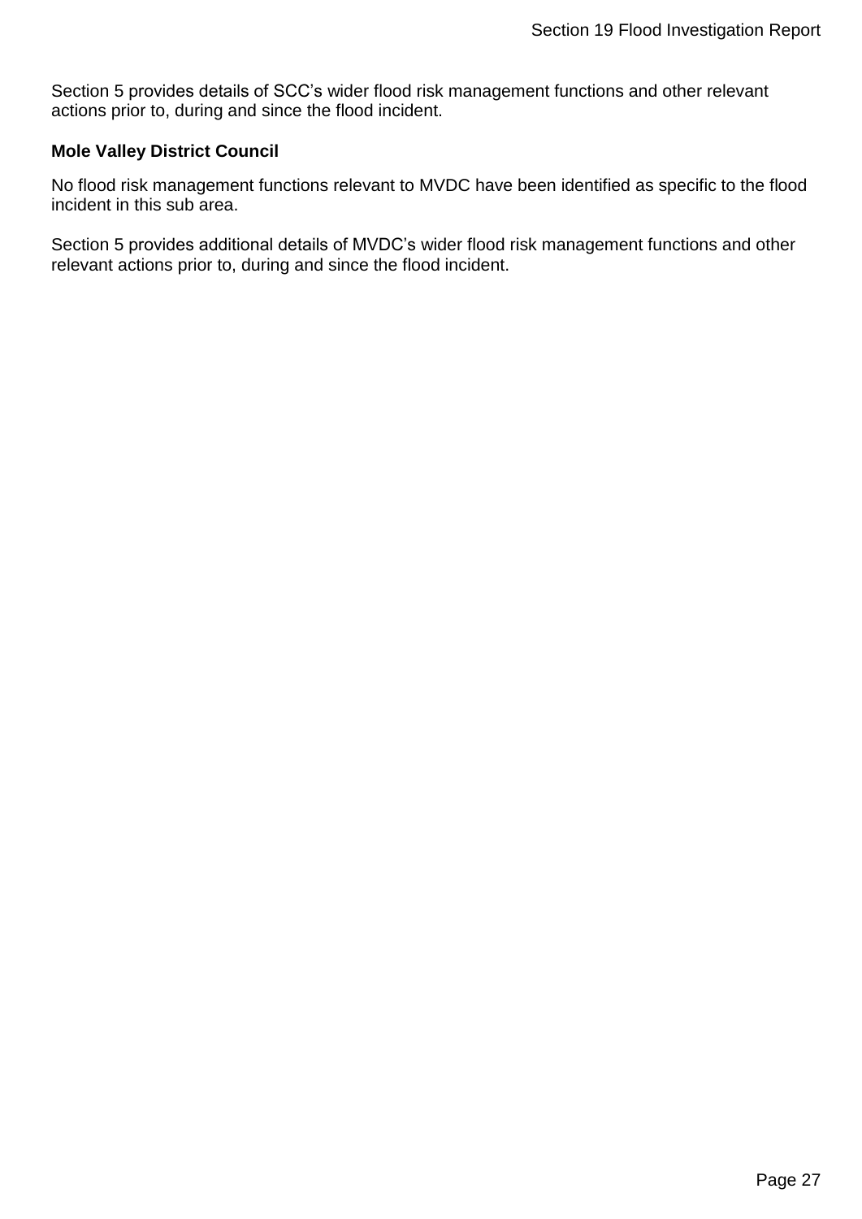Section 5 provides details of SCC’s wider flood risk management functions and other relevant actions prior to, during and since the flood incident.

**Mole Valley District Council**

No flood risk management functions relevant to MVDC have been identified as specific to the flood incident in this sub area.

Section 5 provides additional details of MVDC’s wider flood risk management functions and other relevant actions prior to, during and since the flood incident.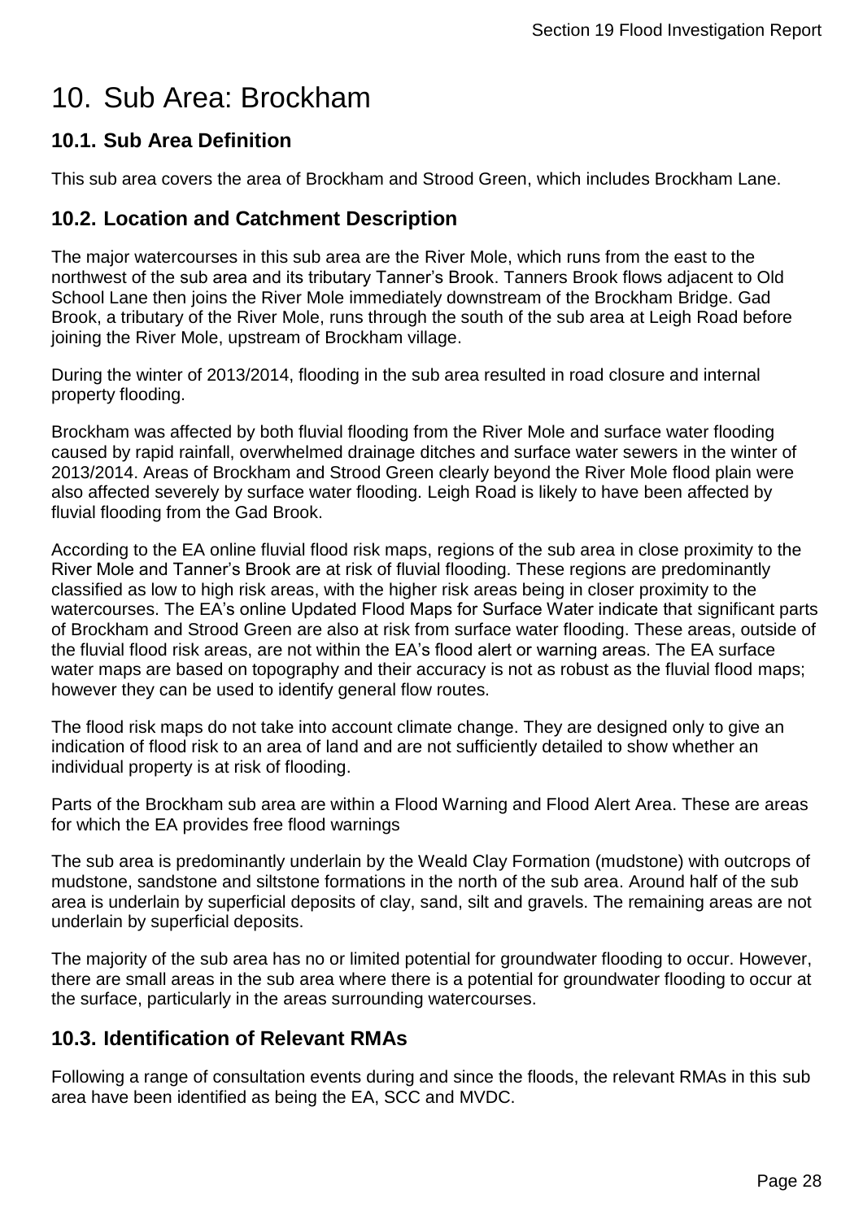# 10. Sub Area: Brockham

## 10.1. Sub Area Definition

This sub area covers the area of Brockham and Strood Green, which includes Brockham Lane.

## 10.2. Location and Catchment Description

The major watercourses in this sub area are the River Mole, which runs from the east to the northwest of the sub area and its tributary Tanner's Brook. Tanners Brook flows adjacent to Old School Lane then joins the River Mole immediately downstream of the Brockham Bridge. Gad Brook, a tributary of the River Mole, runs through the south of the sub area at Leigh Road before joining the River Mole, upstream of Brockham village.

During the winter of 2013/2014, flooding in the sub area resulted in road closure and internal property flooding.

Brockham was affected by both fluvial flooding from the River Mole and surface water flooding caused by rapid rainfall, overwhelmed drainage ditches and surface water sewers in the winter of 2013/2014. Areas of Brockham and Strood Green clearly beyond the River Mole flood plain were also affected severely by surface water flooding. Leigh Road is likely to have been affected by fluvial flooding from the Gad Brook.

According to the EA online fluvial flood risk maps, regions of the sub area in close proximity to the River Mole and Tanner's Brook are at risk of fluvial flooding. These regions are predominantly classified as low to high risk areas, with the higher risk areas being in closer proximity to the watercourses. The EA's online Updated Flood Maps for Surface Water indicate that significant parts of Brockham and Strood Green are also at risk from surface water flooding. These areas, outside of the fluvial flood risk areas, are not within the EA's flood alert or warning areas. The EA surface water maps are based on topography and their accuracy is not as robust as the fluvial flood maps; however they can be used to identify general flow routes.

The flood risk maps do not take into account climate change. They are designed only to give an indication of flood risk to an area of land and are not sufficiently detailed to show whether an individual property is at risk of flooding.

Parts of the Brockham sub area are within a Flood Warning and Flood Alert Area. These are areas for which the EA provides free flood warnings

The sub area is predominantly underlain by the Weald Clay Formation (mudstone) with outcrops of mudstone, sandstone and siltstone formations in the north of the sub area. Around half of the sub area is underlain by superficial deposits of clay, sand, silt and gravels. The remaining areas are not underlain by superficial deposits.

The majority of the sub area has no or limited potential for groundwater flooding to occur. However, there are small areas in the sub area where there is a potential for groundwater flooding to occur at the surface, particularly in the areas surrounding watercourses.

## 10.3. Identification of Relevant RMAs

Following a range of consultation events during and since the floods, the relevant RMAs in this sub area have been identified as being the EA, SCC and MVDC.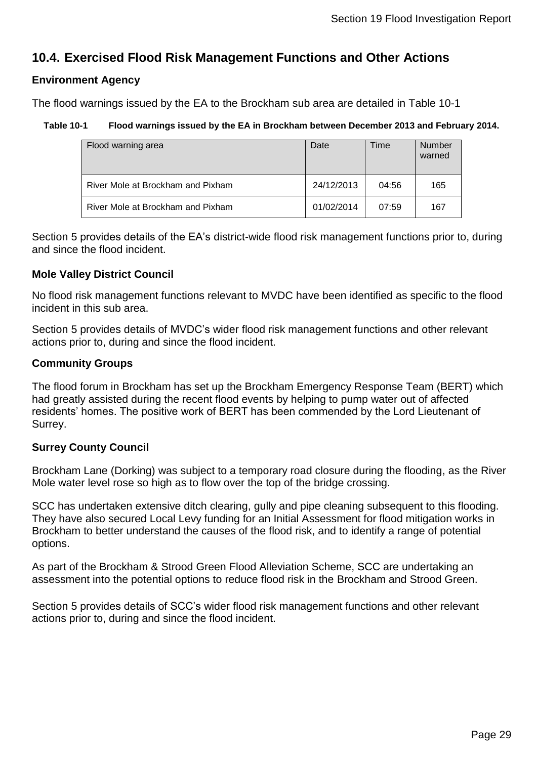## 10.4. Exercised Flood Risk Management Functions and Other Actions

### Environment Agency

The flood warnings issued by the EA to the Brockham sub area are detailed in Table 10-1

**Table 10-1 Flood warnings issued by the EA in Brockham between December 2013 and February 2014.**

| Flood warning area | Date | Time | Number warned |
|---|---|---|---|
| River Mole at Brockham and Pixham | 24/12/2013 | 04:56 | 165 |
| River Mole at Brockham and Pixham | 01/02/2014 | 07:59 | 167 |

Section 5 provides details of the EA's district-wide flood risk management functions prior to, during and since the flood incident.

### Mole Valley District Council

No flood risk management functions relevant to MVDC have been identified as specific to the flood incident in this sub area.

Section 5 provides details of MVDC's wider flood risk management functions and other relevant actions prior to, during and since the flood incident.

### Community Groups

The flood forum in Brockham has set up the Brockham Emergency Response Team (BERT) which had greatly assisted during the recent flood events by helping to pump water out of affected residents' homes. The positive work of BERT has been commended by the Lord Lieutenant of Surrey.

### Surrey County Council

Brockham Lane (Dorking) was subject to a temporary road closure during the flooding, as the River Mole water level rose so high as to flow over the top of the bridge crossing.

SCC has undertaken extensive ditch clearing, gully and pipe cleaning subsequent to this flooding. They have also secured Local Levy funding for an Initial Assessment for flood mitigation works in Brockham to better understand the causes of the flood risk, and to identify a range of potential options.

As part of the Brockham & Strood Green Flood Alleviation Scheme, SCC are undertaking an assessment into the potential options to reduce flood risk in the Brockham and Strood Green.

Section 5 provides details of SCC's wider flood risk management functions and other relevant actions prior to, during and since the flood incident.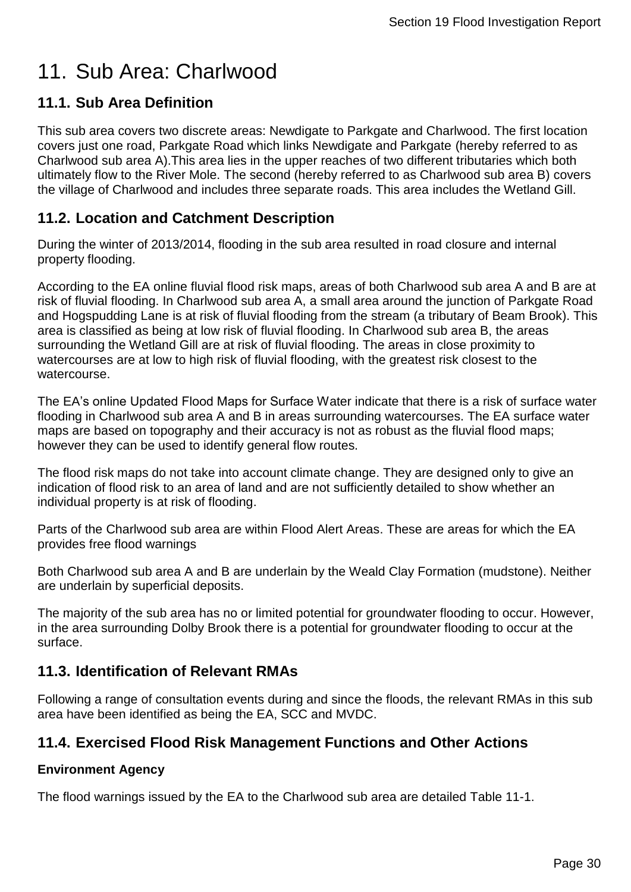# 11. Sub Area: Charlwood

## 11.1. Sub Area Definition

This sub area covers two discrete areas: Newdigate to Parkgate and Charlwood. The first location covers just one road, Parkgate Road which links Newdigate and Parkgate (hereby referred to as Charlwood sub area A).This area lies in the upper reaches of two different tributaries which both ultimately flow to the River Mole. The second (hereby referred to as Charlwood sub area B) covers the village of Charlwood and includes three separate roads. This area includes the Wetland Gill.

## 11.2. Location and Catchment Description

During the winter of 2013/2014, flooding in the sub area resulted in road closure and internal property flooding.

According to the EA online fluvial flood risk maps, areas of both Charlwood sub area A and B are at risk of fluvial flooding. In Charlwood sub area A, a small area around the junction of Parkgate Road and Hogspudding Lane is at risk of fluvial flooding from the stream (a tributary of Beam Brook). This area is classified as being at low risk of fluvial flooding. In Charlwood sub area B, the areas surrounding the Wetland Gill are at risk of fluvial flooding. The areas in close proximity to watercourses are at low to high risk of fluvial flooding, with the greatest risk closest to the watercourse.

The EA's online Updated Flood Maps for Surface Water indicate that there is a risk of surface water flooding in Charlwood sub area A and B in areas surrounding watercourses. The EA surface water maps are based on topography and their accuracy is not as robust as the fluvial flood maps; however they can be used to identify general flow routes.

The flood risk maps do not take into account climate change. They are designed only to give an indication of flood risk to an area of land and are not sufficiently detailed to show whether an individual property is at risk of flooding.

Parts of the Charlwood sub area are within Flood Alert Areas. These are areas for which the EA provides free flood warnings

Both Charlwood sub area A and B are underlain by the Weald Clay Formation (mudstone). Neither are underlain by superficial deposits.

The majority of the sub area has no or limited potential for groundwater flooding to occur. However, in the area surrounding Dolby Brook there is a potential for groundwater flooding to occur at the surface.

## 11.3. Identification of Relevant RMAs

Following a range of consultation events during and since the floods, the relevant RMAs in this sub area have been identified as being the EA, SCC and MVDC.

## 11.4. Exercised Flood Risk Management Functions and Other Actions

### Environment Agency

The flood warnings issued by the EA to the Charlwood sub area are detailed Table 11-1.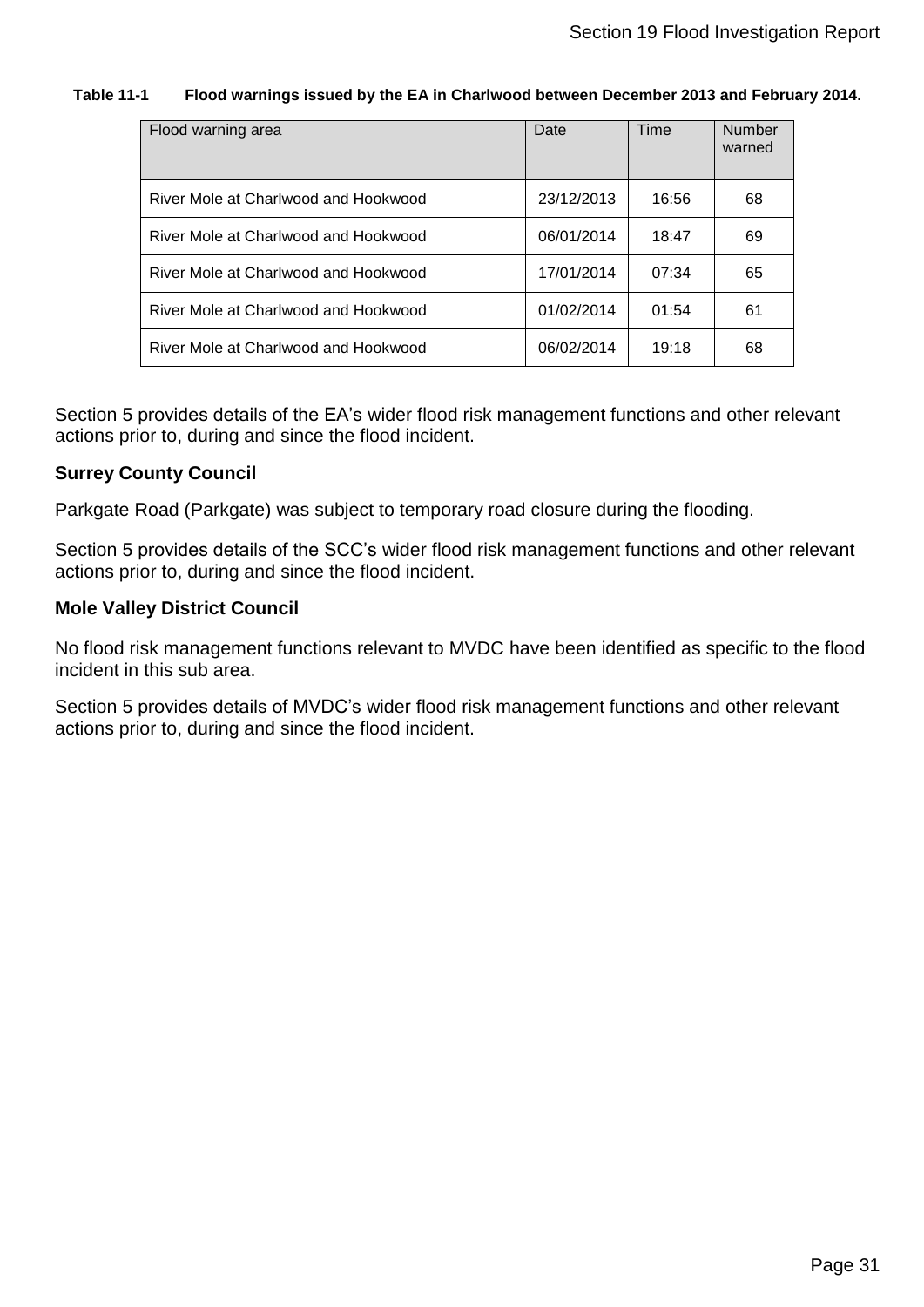**Table 11-1 Flood warnings issued by the EA in Charlwood between December 2013 and February 2014.**

| Flood warning area | Date | Time | Number warned |
|---|---|---|---|
| River Mole at Charlwood and Hookwood | 23/12/2013 | 16:56 | 68 |
| River Mole at Charlwood and Hookwood | 06/01/2014 | 18:47 | 69 |
| River Mole at Charlwood and Hookwood | 17/01/2014 | 07:34 | 65 |
| River Mole at Charlwood and Hookwood | 01/02/2014 | 01:54 | 61 |
| River Mole at Charlwood and Hookwood | 06/02/2014 | 19:18 | 68 |

Section 5 provides details of the EA's wider flood risk management functions and other relevant actions prior to, during and since the flood incident.

**Surrey County Council**

Parkgate Road (Parkgate) was subject to temporary road closure during the flooding.

Section 5 provides details of the SCC's wider flood risk management functions and other relevant actions prior to, during and since the flood incident.

**Mole Valley District Council**

No flood risk management functions relevant to MVDC have been identified as specific to the flood incident in this sub area.

Section 5 provides details of MVDC's wider flood risk management functions and other relevant actions prior to, during and since the flood incident.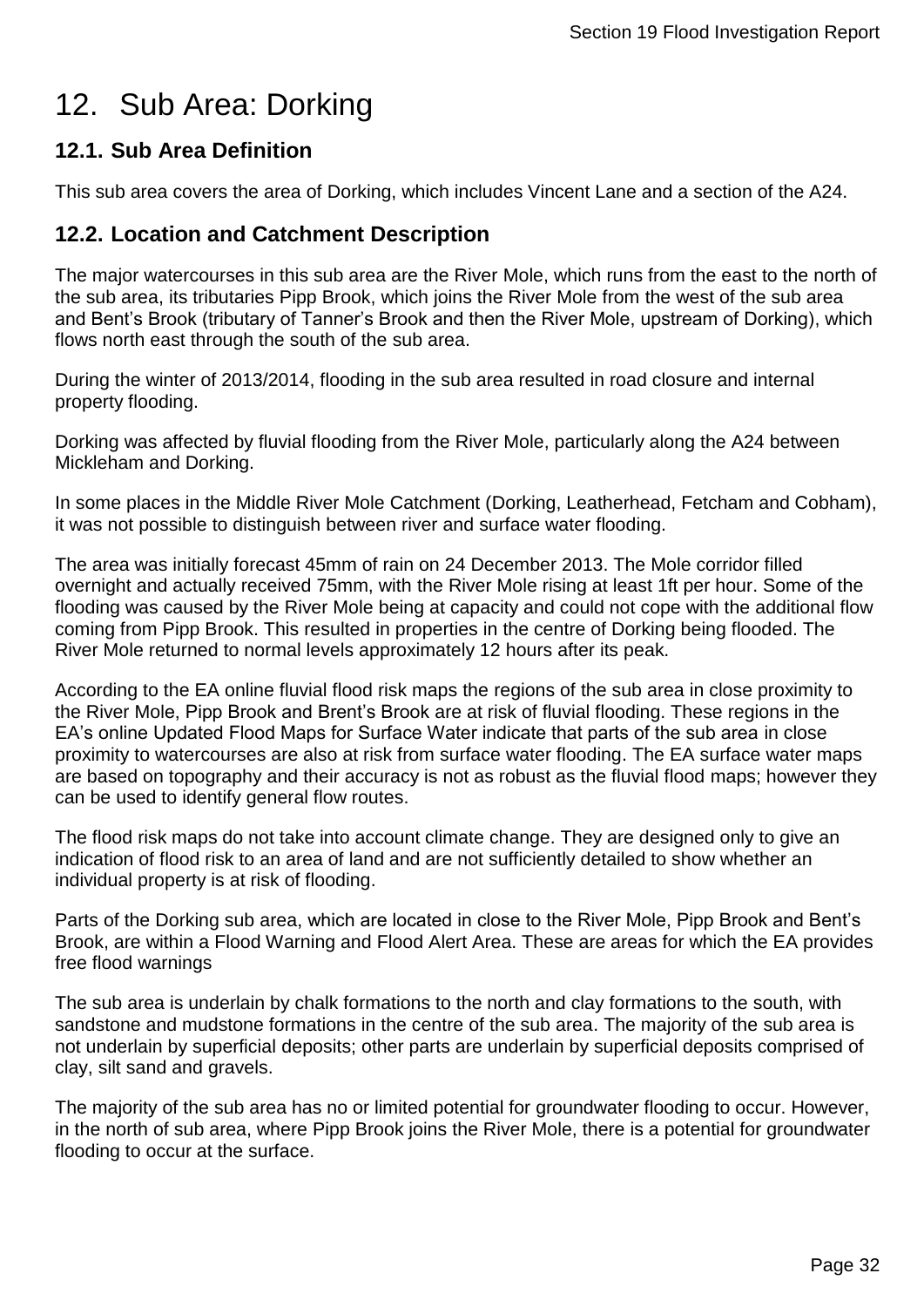# 12. Sub Area: Dorking

## 12.1. Sub Area Definition

This sub area covers the area of Dorking, which includes Vincent Lane and a section of the A24.

## 12.2. Location and Catchment Description

The major watercourses in this sub area are the River Mole, which runs from the east to the north of the sub area, its tributaries Pipp Brook, which joins the River Mole from the west of the sub area and Bent's Brook (tributary of Tanner's Brook and then the River Mole, upstream of Dorking), which flows north east through the south of the sub area.

During the winter of 2013/2014, flooding in the sub area resulted in road closure and internal property flooding.

Dorking was affected by fluvial flooding from the River Mole, particularly along the A24 between Mickleham and Dorking.

In some places in the Middle River Mole Catchment (Dorking, Leatherhead, Fetcham and Cobham), it was not possible to distinguish between river and surface water flooding.

The area was initially forecast 45mm of rain on 24 December 2013. The Mole corridor filled overnight and actually received 75mm, with the River Mole rising at least 1ft per hour. Some of the flooding was caused by the River Mole being at capacity and could not cope with the additional flow coming from Pipp Brook. This resulted in properties in the centre of Dorking being flooded. The River Mole returned to normal levels approximately 12 hours after its peak.

According to the EA online fluvial flood risk maps the regions of the sub area in close proximity to the River Mole, Pipp Brook and Brent's Brook are at risk of fluvial flooding. These regions in the EA's online Updated Flood Maps for Surface Water indicate that parts of the sub area in close proximity to watercourses are also at risk from surface water flooding. The EA surface water maps are based on topography and their accuracy is not as robust as the fluvial flood maps; however they can be used to identify general flow routes.

The flood risk maps do not take into account climate change. They are designed only to give an indication of flood risk to an area of land and are not sufficiently detailed to show whether an individual property is at risk of flooding.

Parts of the Dorking sub area, which are located in close to the River Mole, Pipp Brook and Bent's Brook, are within a Flood Warning and Flood Alert Area. These are areas for which the EA provides free flood warnings

The sub area is underlain by chalk formations to the north and clay formations to the south, with sandstone and mudstone formations in the centre of the sub area. The majority of the sub area is not underlain by superficial deposits; other parts are underlain by superficial deposits comprised of clay, silt sand and gravels.

The majority of the sub area has no or limited potential for groundwater flooding to occur. However, in the north of sub area, where Pipp Brook joins the River Mole, there is a potential for groundwater flooding to occur at the surface.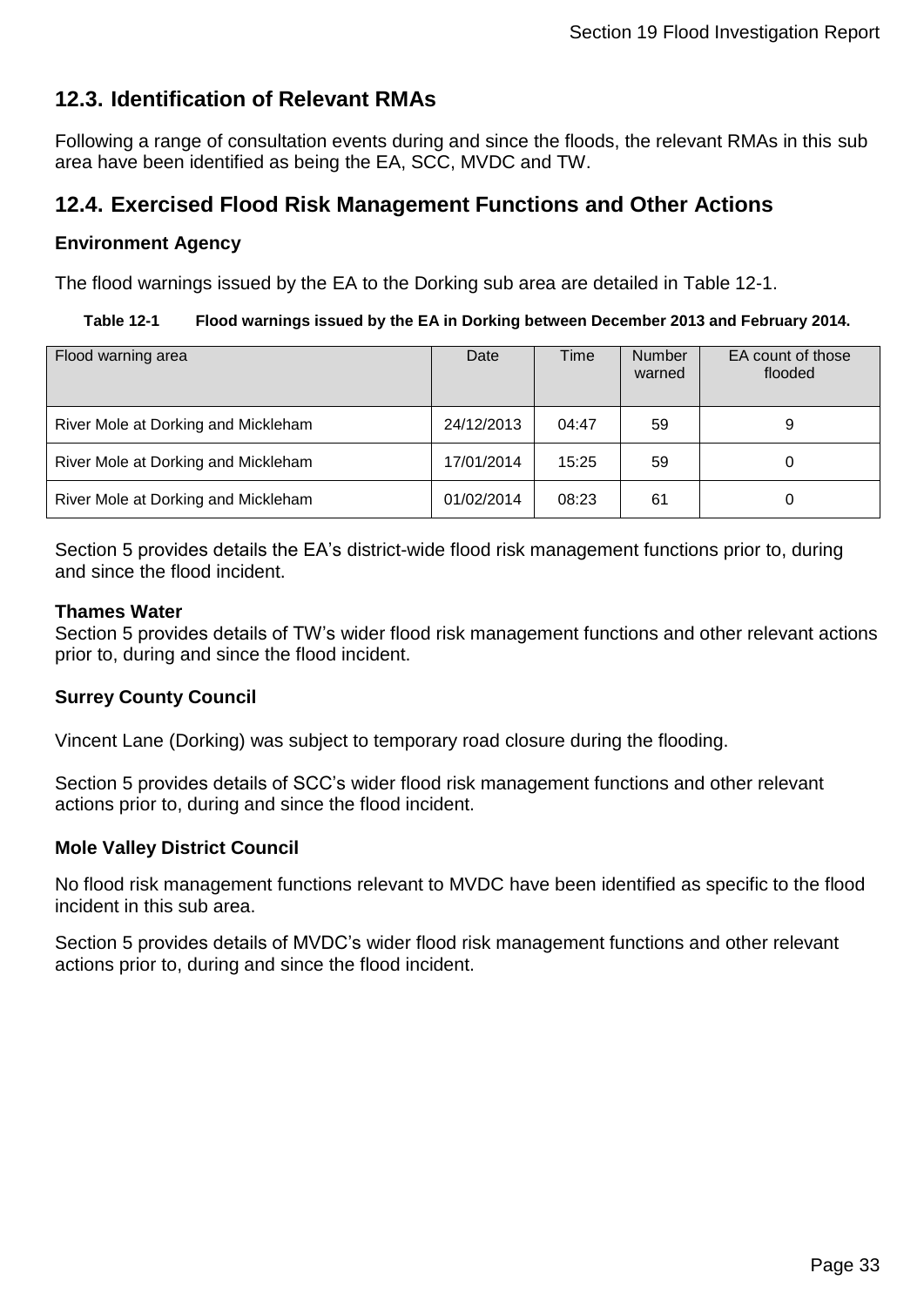## 12.3. Identification of Relevant RMAs

Following a range of consultation events during and since the floods, the relevant RMAs in this sub area have been identified as being the EA, SCC, MVDC and TW.

## 12.4. Exercised Flood Risk Management Functions and Other Actions

**Environment Agency**

The flood warnings issued by the EA to the Dorking sub area are detailed in Table 12-1.

**Table 12-1 Flood warnings issued by the EA in Dorking between December 2013 and February 2014.**

| Flood warning area | Date | Time | Number warned | EA count of those flooded |
|---|---|---|---|---|
| River Mole at Dorking and Mickleham | 24/12/2013 | 04:47 | 59 | 9 |
| River Mole at Dorking and Mickleham | 17/01/2014 | 15:25 | 59 | 0 |
| River Mole at Dorking and Mickleham | 01/02/2014 | 08:23 | 61 | 0 |

Section 5 provides details the EA's district-wide flood risk management functions prior to, during and since the flood incident.

**Thames Water**
Section 5 provides details of TW's wider flood risk management functions and other relevant actions prior to, during and since the flood incident.

**Surrey County Council**

Vincent Lane (Dorking) was subject to temporary road closure during the flooding.

Section 5 provides details of SCC's wider flood risk management functions and other relevant actions prior to, during and since the flood incident.

**Mole Valley District Council**

No flood risk management functions relevant to MVDC have been identified as specific to the flood incident in this sub area.

Section 5 provides details of MVDC's wider flood risk management functions and other relevant actions prior to, during and since the flood incident.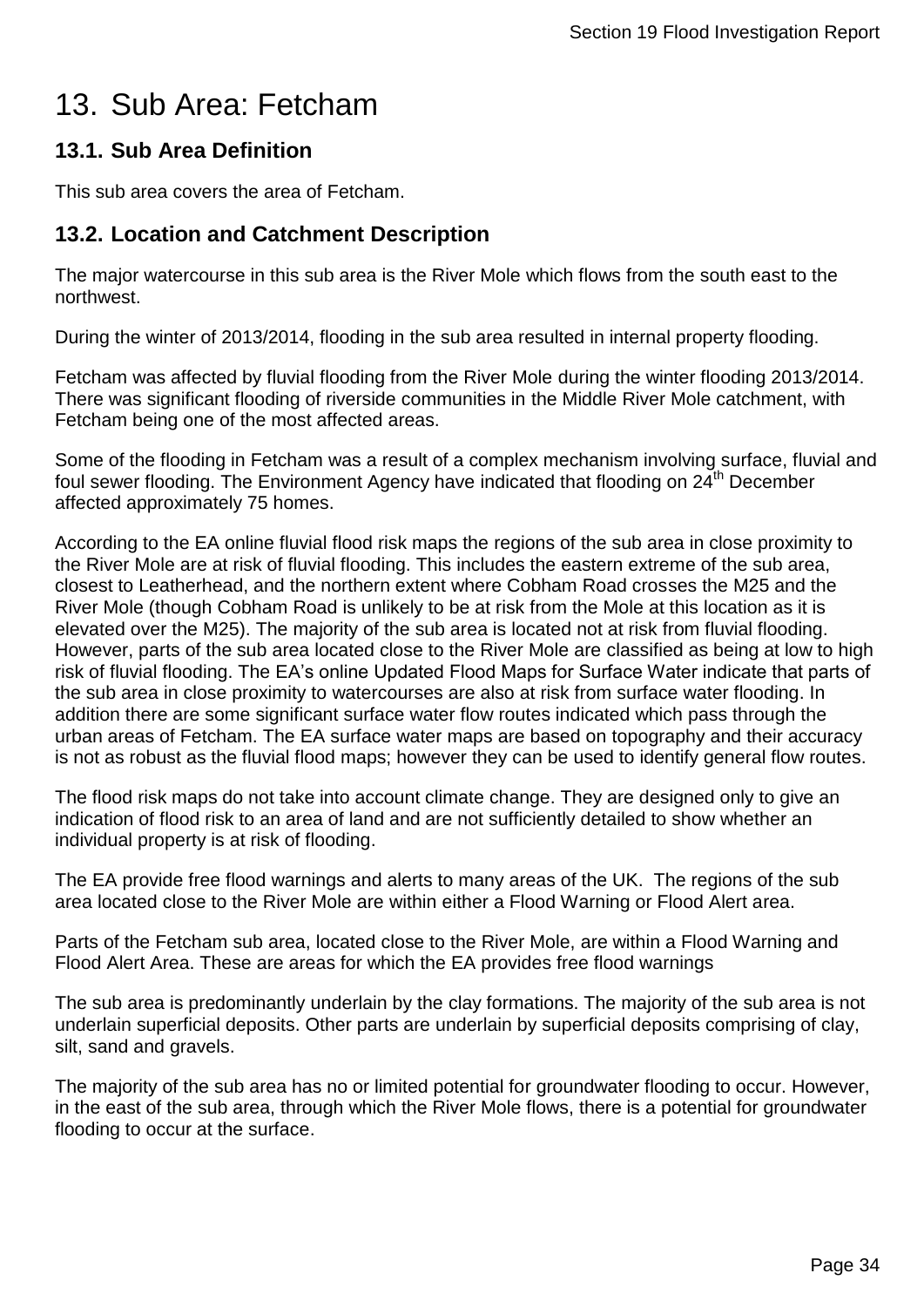# 13. Sub Area: Fetcham

## 13.1. Sub Area Definition

This sub area covers the area of Fetcham.

## 13.2. Location and Catchment Description

The major watercourse in this sub area is the River Mole which flows from the south east to the northwest.

During the winter of 2013/2014, flooding in the sub area resulted in internal property flooding.

Fetcham was affected by fluvial flooding from the River Mole during the winter flooding 2013/2014. There was significant flooding of riverside communities in the Middle River Mole catchment, with Fetcham being one of the most affected areas.

Some of the flooding in Fetcham was a result of a complex mechanism involving surface, fluvial and foul sewer flooding. The Environment Agency have indicated that flooding on 24th December affected approximately 75 homes.

According to the EA online fluvial flood risk maps the regions of the sub area in close proximity to the River Mole are at risk of fluvial flooding. This includes the eastern extreme of the sub area, closest to Leatherhead, and the northern extent where Cobham Road crosses the M25 and the River Mole (though Cobham Road is unlikely to be at risk from the Mole at this location as it is elevated over the M25). The majority of the sub area is located not at risk from fluvial flooding. However, parts of the sub area located close to the River Mole are classified as being at low to high risk of fluvial flooding. The EA's online Updated Flood Maps for Surface Water indicate that parts of the sub area in close proximity to watercourses are also at risk from surface water flooding. In addition there are some significant surface water flow routes indicated which pass through the urban areas of Fetcham. The EA surface water maps are based on topography and their accuracy is not as robust as the fluvial flood maps; however they can be used to identify general flow routes.

The flood risk maps do not take into account climate change. They are designed only to give an indication of flood risk to an area of land and are not sufficiently detailed to show whether an individual property is at risk of flooding.

The EA provide free flood warnings and alerts to many areas of the UK. The regions of the sub area located close to the River Mole are within either a Flood Warning or Flood Alert area.

Parts of the Fetcham sub area, located close to the River Mole, are within a Flood Warning and Flood Alert Area. These are areas for which the EA provides free flood warnings

The sub area is predominantly underlain by the clay formations. The majority of the sub area is not underlain superficial deposits. Other parts are underlain by superficial deposits comprising of clay, silt, sand and gravels.

The majority of the sub area has no or limited potential for groundwater flooding to occur. However, in the east of the sub area, through which the River Mole flows, there is a potential for groundwater flooding to occur at the surface.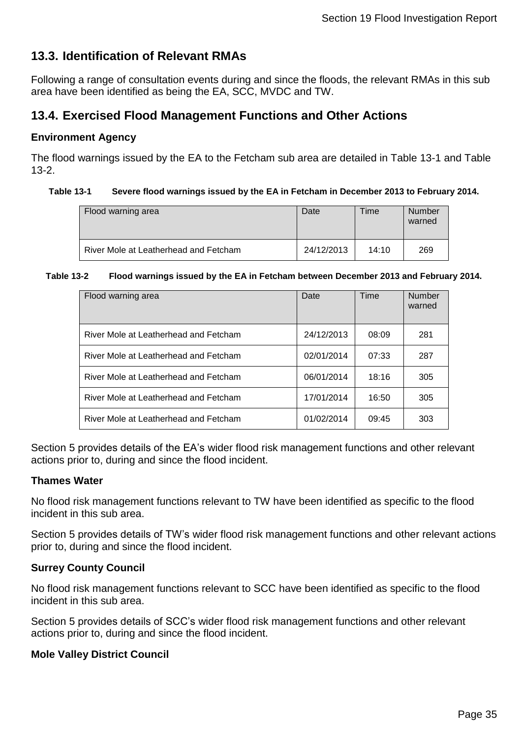## 13.3. Identification of Relevant RMAs

Following a range of consultation events during and since the floods, the relevant RMAs in this sub area have been identified as being the EA, SCC, MVDC and TW.

## 13.4. Exercised Flood Management Functions and Other Actions

### Environment Agency

The flood warnings issued by the EA to the Fetcham sub area are detailed in Table 13-1 and Table 13-2.

**Table 13-1 Severe flood warnings issued by the EA in Fetcham in December 2013 to February 2014.**

| Flood warning area | Date | Time | Number warned |
|---|---|---|---|
| River Mole at Leatherhead and Fetcham | 24/12/2013 | 14:10 | 269 |

**Table 13-2 Flood warnings issued by the EA in Fetcham between December 2013 and February 2014.**

| Flood warning area | Date | Time | Number warned |
|---|---|---|---|
| River Mole at Leatherhead and Fetcham | 24/12/2013 | 08:09 | 281 |
| River Mole at Leatherhead and Fetcham | 02/01/2014 | 07:33 | 287 |
| River Mole at Leatherhead and Fetcham | 06/01/2014 | 18:16 | 305 |
| River Mole at Leatherhead and Fetcham | 17/01/2014 | 16:50 | 305 |
| River Mole at Leatherhead and Fetcham | 01/02/2014 | 09:45 | 303 |

Section 5 provides details of the EA's wider flood risk management functions and other relevant actions prior to, during and since the flood incident.

### Thames Water

No flood risk management functions relevant to TW have been identified as specific to the flood incident in this sub area.

Section 5 provides details of TW's wider flood risk management functions and other relevant actions prior to, during and since the flood incident.

### Surrey County Council

No flood risk management functions relevant to SCC have been identified as specific to the flood incident in this sub area.

Section 5 provides details of SCC's wider flood risk management functions and other relevant actions prior to, during and since the flood incident.

### Mole Valley District Council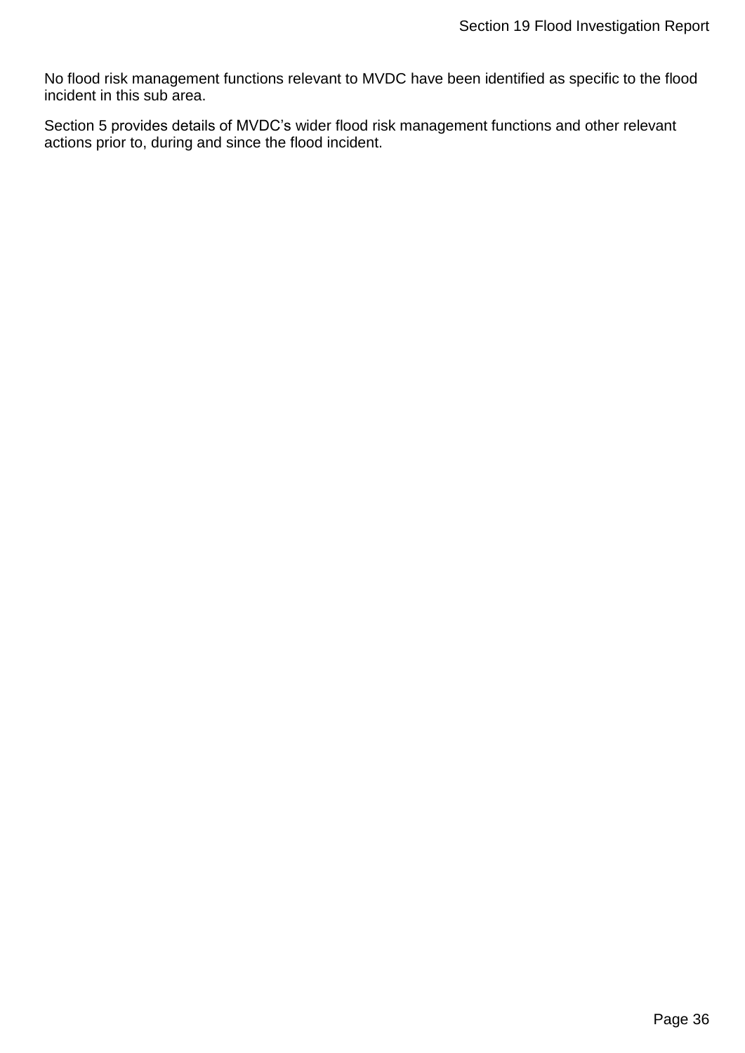No flood risk management functions relevant to MVDC have been identified as specific to the flood incident in this sub area.

Section 5 provides details of MVDC's wider flood risk management functions and other relevant actions prior to, during and since the flood incident.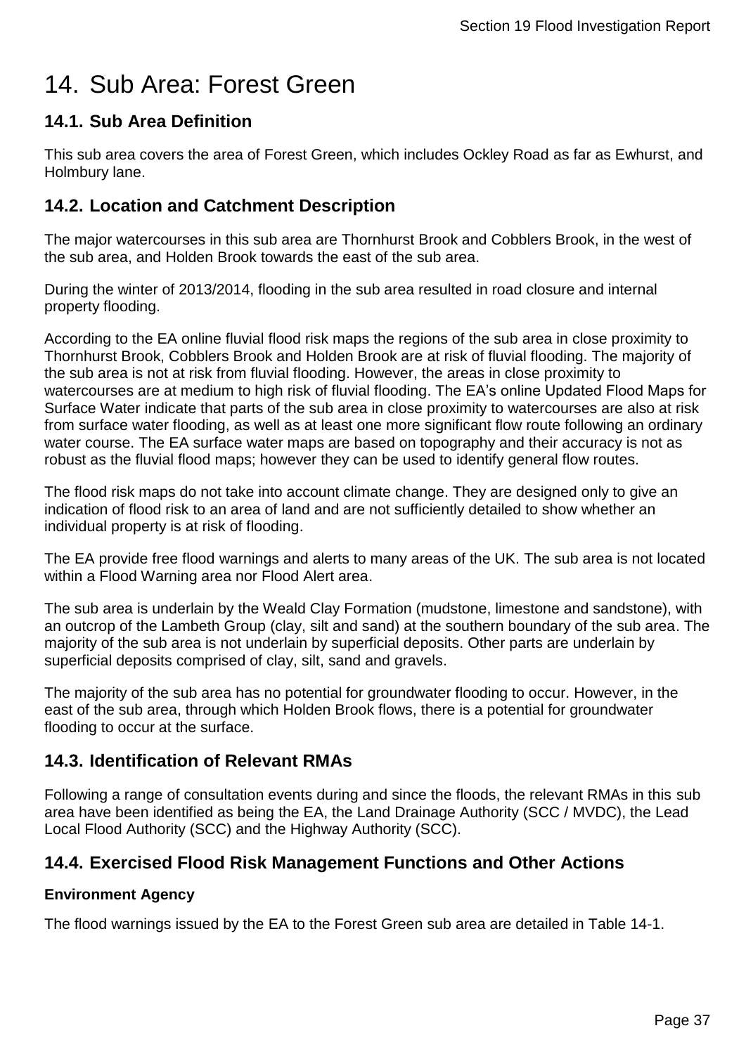# 14. Sub Area: Forest Green

## 14.1. Sub Area Definition

This sub area covers the area of Forest Green, which includes Ockley Road as far as Ewhurst, and Holmbury lane.

## 14.2. Location and Catchment Description

The major watercourses in this sub area are Thornhurst Brook and Cobblers Brook, in the west of the sub area, and Holden Brook towards the east of the sub area.

During the winter of 2013/2014, flooding in the sub area resulted in road closure and internal property flooding.

According to the EA online fluvial flood risk maps the regions of the sub area in close proximity to Thornhurst Brook, Cobblers Brook and Holden Brook are at risk of fluvial flooding. The majority of the sub area is not at risk from fluvial flooding. However, the areas in close proximity to watercourses are at medium to high risk of fluvial flooding. The EA's online Updated Flood Maps for Surface Water indicate that parts of the sub area in close proximity to watercourses are also at risk from surface water flooding, as well as at least one more significant flow route following an ordinary water course. The EA surface water maps are based on topography and their accuracy is not as robust as the fluvial flood maps; however they can be used to identify general flow routes.

The flood risk maps do not take into account climate change. They are designed only to give an indication of flood risk to an area of land and are not sufficiently detailed to show whether an individual property is at risk of flooding.

The EA provide free flood warnings and alerts to many areas of the UK. The sub area is not located within a Flood Warning area nor Flood Alert area.

The sub area is underlain by the Weald Clay Formation (mudstone, limestone and sandstone), with an outcrop of the Lambeth Group (clay, silt and sand) at the southern boundary of the sub area. The majority of the sub area is not underlain by superficial deposits. Other parts are underlain by superficial deposits comprised of clay, silt, sand and gravels.

The majority of the sub area has no potential for groundwater flooding to occur. However, in the east of the sub area, through which Holden Brook flows, there is a potential for groundwater flooding to occur at the surface.

## 14.3. Identification of Relevant RMAs

Following a range of consultation events during and since the floods, the relevant RMAs in this sub area have been identified as being the EA, the Land Drainage Authority (SCC / MVDC), the Lead Local Flood Authority (SCC) and the Highway Authority (SCC).

## 14.4. Exercised Flood Risk Management Functions and Other Actions

**Environment Agency**

The flood warnings issued by the EA to the Forest Green sub area are detailed in Table 14-1.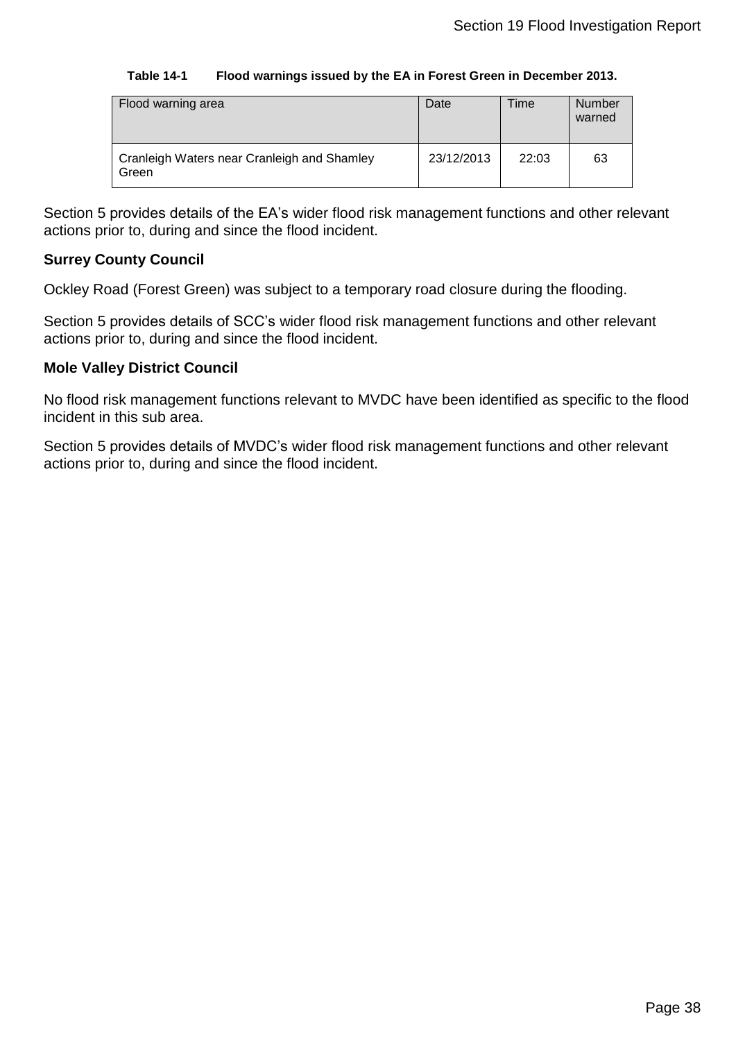**Table 14-1 Flood warnings issued by the EA in Forest Green in December 2013.**

| Flood warning area | Date | Time | Number warned |
|---|---|---|---|
| Cranleigh Waters near Cranleigh and Shamley Green | 23/12/2013 | 22:03 | 63 |

Section 5 provides details of the EA’s wider flood risk management functions and other relevant actions prior to, during and since the flood incident.

**Surrey County Council**

Ockley Road (Forest Green) was subject to a temporary road closure during the flooding.

Section 5 provides details of SCC’s wider flood risk management functions and other relevant actions prior to, during and since the flood incident.

**Mole Valley District Council**

No flood risk management functions relevant to MVDC have been identified as specific to the flood incident in this sub area.

Section 5 provides details of MVDC’s wider flood risk management functions and other relevant actions prior to, during and since the flood incident.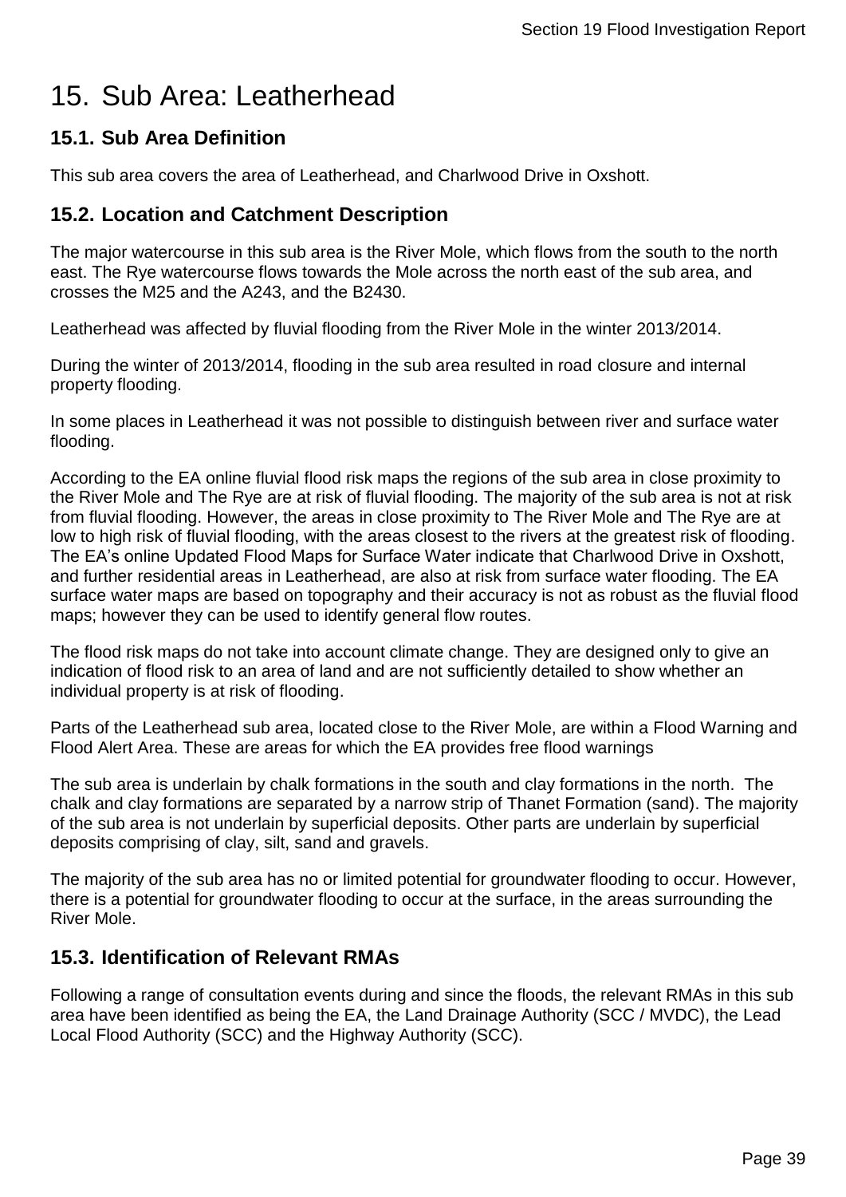# 15. Sub Area: Leatherhead

## 15.1. Sub Area Definition

This sub area covers the area of Leatherhead, and Charlwood Drive in Oxshott.

## 15.2. Location and Catchment Description

The major watercourse in this sub area is the River Mole, which flows from the south to the north east. The Rye watercourse flows towards the Mole across the north east of the sub area, and crosses the M25 and the A243, and the B2430.

Leatherhead was affected by fluvial flooding from the River Mole in the winter 2013/2014.

During the winter of 2013/2014, flooding in the sub area resulted in road closure and internal property flooding.

In some places in Leatherhead it was not possible to distinguish between river and surface water flooding.

According to the EA online fluvial flood risk maps the regions of the sub area in close proximity to the River Mole and The Rye are at risk of fluvial flooding. The majority of the sub area is not at risk from fluvial flooding. However, the areas in close proximity to The River Mole and The Rye are at low to high risk of fluvial flooding, with the areas closest to the rivers at the greatest risk of flooding. The EA's online Updated Flood Maps for Surface Water indicate that Charlwood Drive in Oxshott, and further residential areas in Leatherhead, are also at risk from surface water flooding. The EA surface water maps are based on topography and their accuracy is not as robust as the fluvial flood maps; however they can be used to identify general flow routes.

The flood risk maps do not take into account climate change. They are designed only to give an indication of flood risk to an area of land and are not sufficiently detailed to show whether an individual property is at risk of flooding.

Parts of the Leatherhead sub area, located close to the River Mole, are within a Flood Warning and Flood Alert Area. These are areas for which the EA provides free flood warnings

The sub area is underlain by chalk formations in the south and clay formations in the north. The chalk and clay formations are separated by a narrow strip of Thanet Formation (sand). The majority of the sub area is not underlain by superficial deposits. Other parts are underlain by superficial deposits comprising of clay, silt, sand and gravels.

The majority of the sub area has no or limited potential for groundwater flooding to occur. However, there is a potential for groundwater flooding to occur at the surface, in the areas surrounding the River Mole.

## 15.3. Identification of Relevant RMAs

Following a range of consultation events during and since the floods, the relevant RMAs in this sub area have been identified as being the EA, the Land Drainage Authority (SCC / MVDC), the Lead Local Flood Authority (SCC) and the Highway Authority (SCC).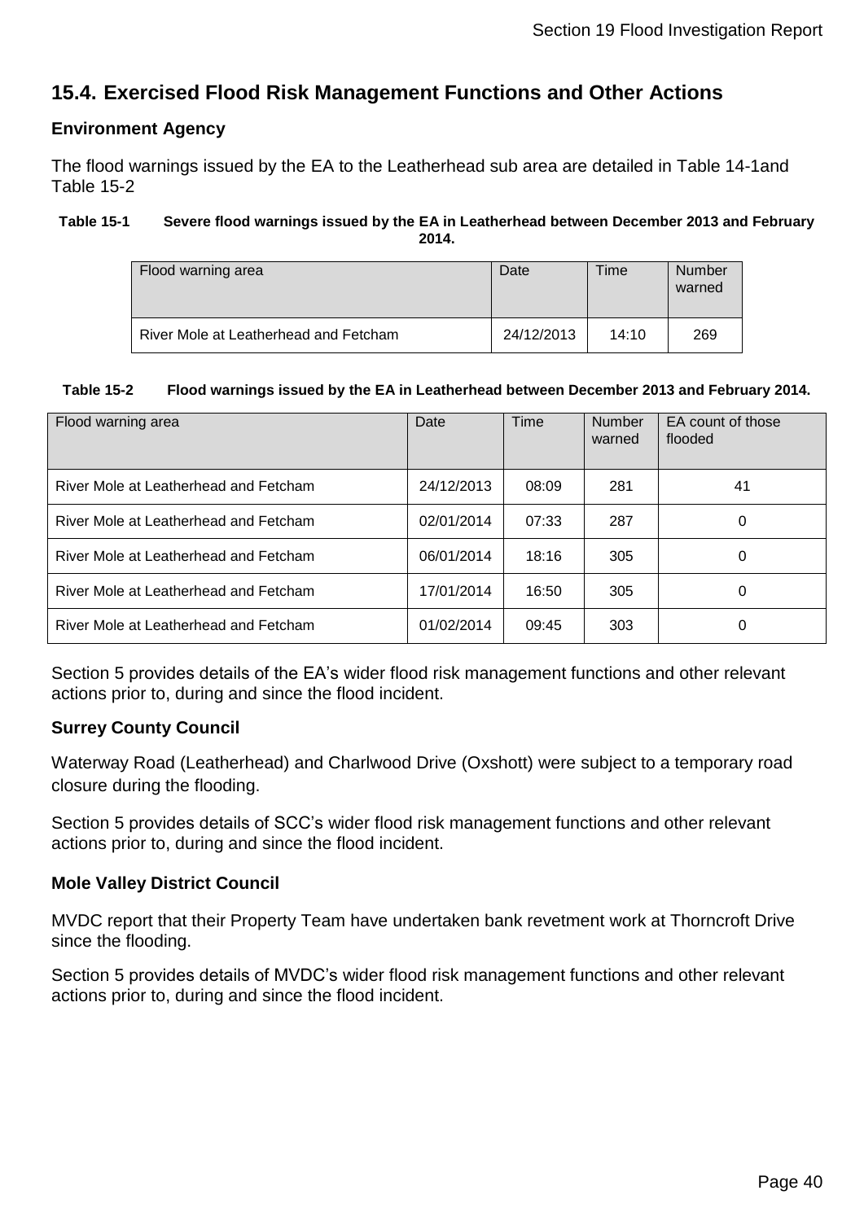## 15.4. Exercised Flood Risk Management Functions and Other Actions

### Environment Agency

The flood warnings issued by the EA to the Leatherhead sub area are detailed in Table 14-1and Table 15-2

**Table 15-1 Severe flood warnings issued by the EA in Leatherhead between December 2013 and February 2014.**

| Flood warning area | Date | Time | Number warned |
|---|---|---|---|
| River Mole at Leatherhead and Fetcham | 24/12/2013 | 14:10 | 269 |

**Table 15-2 Flood warnings issued by the EA in Leatherhead between December 2013 and February 2014.**

| Flood warning area | Date | Time | Number warned | EA count of those flooded |
|---|---|---|---|---|
| River Mole at Leatherhead and Fetcham | 24/12/2013 | 08:09 | 281 | 41 |
| River Mole at Leatherhead and Fetcham | 02/01/2014 | 07:33 | 287 | 0 |
| River Mole at Leatherhead and Fetcham | 06/01/2014 | 18:16 | 305 | 0 |
| River Mole at Leatherhead and Fetcham | 17/01/2014 | 16:50 | 305 | 0 |
| River Mole at Leatherhead and Fetcham | 01/02/2014 | 09:45 | 303 | 0 |

Section 5 provides details of the EA's wider flood risk management functions and other relevant actions prior to, during and since the flood incident.

### Surrey County Council

Waterway Road (Leatherhead) and Charlwood Drive (Oxshott) were subject to a temporary road closure during the flooding.

Section 5 provides details of SCC's wider flood risk management functions and other relevant actions prior to, during and since the flood incident.

### Mole Valley District Council

MVDC report that their Property Team have undertaken bank revetment work at Thorncroft Drive since the flooding.

Section 5 provides details of MVDC's wider flood risk management functions and other relevant actions prior to, during and since the flood incident.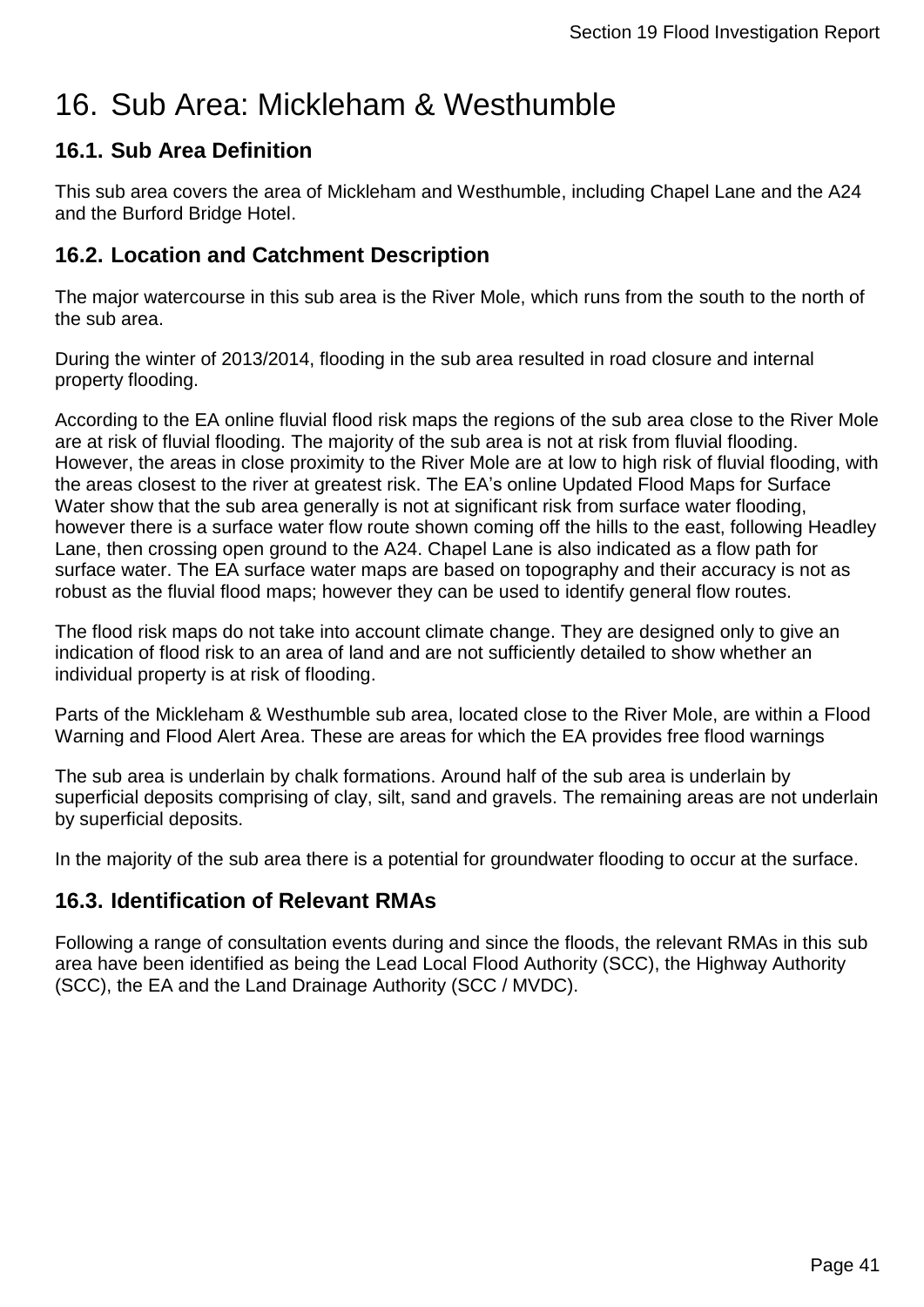# 16. Sub Area: Mickleham & Westhumble

## 16.1. Sub Area Definition

This sub area covers the area of Mickleham and Westhumble, including Chapel Lane and the A24 and the Burford Bridge Hotel.

## 16.2. Location and Catchment Description

The major watercourse in this sub area is the River Mole, which runs from the south to the north of the sub area.

During the winter of 2013/2014, flooding in the sub area resulted in road closure and internal property flooding.

According to the EA online fluvial flood risk maps the regions of the sub area close to the River Mole are at risk of fluvial flooding. The majority of the sub area is not at risk from fluvial flooding. However, the areas in close proximity to the River Mole are at low to high risk of fluvial flooding, with the areas closest to the river at greatest risk. The EA's online Updated Flood Maps for Surface Water show that the sub area generally is not at significant risk from surface water flooding, however there is a surface water flow route shown coming off the hills to the east, following Headley Lane, then crossing open ground to the A24. Chapel Lane is also indicated as a flow path for surface water. The EA surface water maps are based on topography and their accuracy is not as robust as the fluvial flood maps; however they can be used to identify general flow routes.

The flood risk maps do not take into account climate change. They are designed only to give an indication of flood risk to an area of land and are not sufficiently detailed to show whether an individual property is at risk of flooding.

Parts of the Mickleham & Westhumble sub area, located close to the River Mole, are within a Flood Warning and Flood Alert Area. These are areas for which the EA provides free flood warnings

The sub area is underlain by chalk formations. Around half of the sub area is underlain by superficial deposits comprising of clay, silt, sand and gravels. The remaining areas are not underlain by superficial deposits.

In the majority of the sub area there is a potential for groundwater flooding to occur at the surface.

## 16.3. Identification of Relevant RMAs

Following a range of consultation events during and since the floods, the relevant RMAs in this sub area have been identified as being the Lead Local Flood Authority (SCC), the Highway Authority (SCC), the EA and the Land Drainage Authority (SCC / MVDC).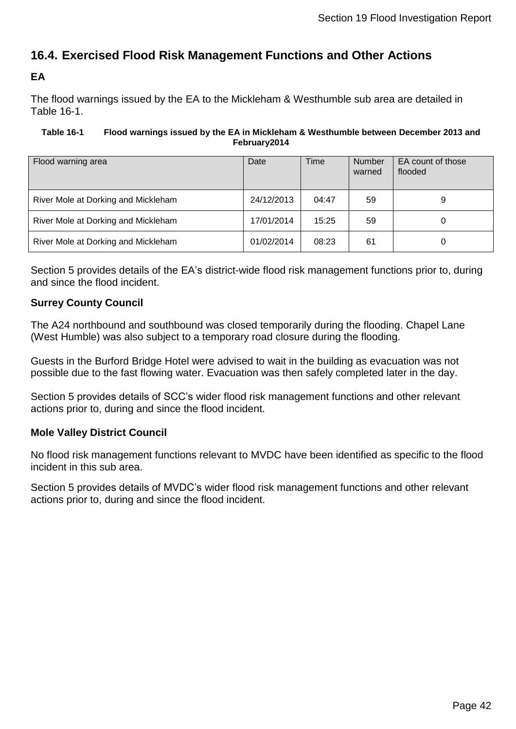## 16.4. Exercised Flood Risk Management Functions and Other Actions

### EA

The flood warnings issued by the EA to the Mickleham & Westhumble sub area are detailed in Table 16-1.

**Table 16-1 Flood warnings issued by the EA in Mickleham & Westhumble between December 2013 and February2014**

| Flood warning area | Date | Time | Number warned | EA count of those flooded |
|---|---|---|---|---|
| River Mole at Dorking and Mickleham | 24/12/2013 | 04:47 | 59 | 9 |
| River Mole at Dorking and Mickleham | 17/01/2014 | 15:25 | 59 | 0 |
| River Mole at Dorking and Mickleham | 01/02/2014 | 08:23 | 61 | 0 |

Section 5 provides details of the EA's district-wide flood risk management functions prior to, during and since the flood incident.

### Surrey County Council

The A24 northbound and southbound was closed temporarily during the flooding. Chapel Lane (West Humble) was also subject to a temporary road closure during the flooding.

Guests in the Burford Bridge Hotel were advised to wait in the building as evacuation was not possible due to the fast flowing water. Evacuation was then safely completed later in the day.

Section 5 provides details of SCC's wider flood risk management functions and other relevant actions prior to, during and since the flood incident.

### Mole Valley District Council

No flood risk management functions relevant to MVDC have been identified as specific to the flood incident in this sub area.

Section 5 provides details of MVDC's wider flood risk management functions and other relevant actions prior to, during and since the flood incident.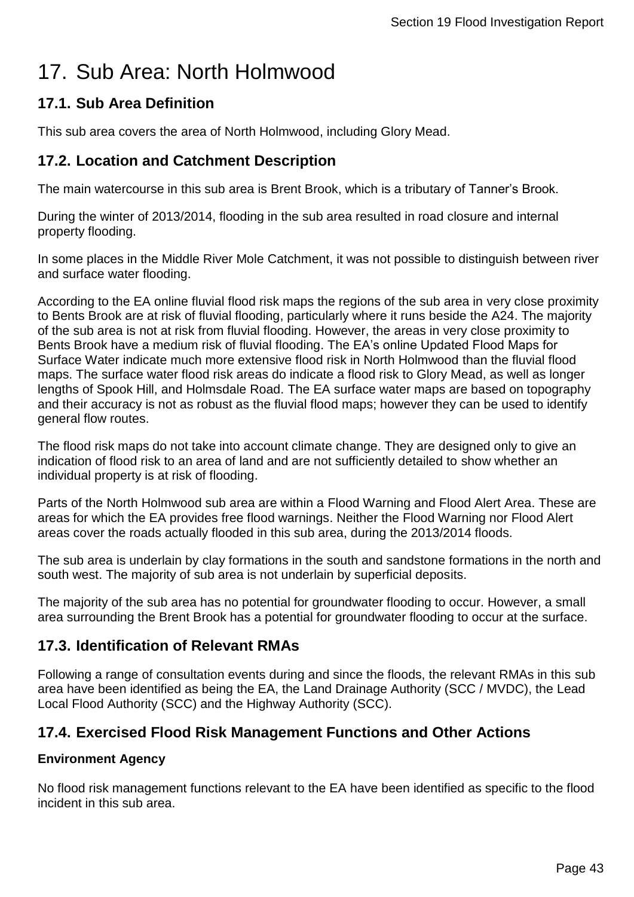# 17. Sub Area: North Holmwood

## 17.1. Sub Area Definition

This sub area covers the area of North Holmwood, including Glory Mead.

## 17.2. Location and Catchment Description

The main watercourse in this sub area is Brent Brook, which is a tributary of Tanner's Brook.

During the winter of 2013/2014, flooding in the sub area resulted in road closure and internal property flooding.

In some places in the Middle River Mole Catchment, it was not possible to distinguish between river and surface water flooding.

According to the EA online fluvial flood risk maps the regions of the sub area in very close proximity to Bents Brook are at risk of fluvial flooding, particularly where it runs beside the A24. The majority of the sub area is not at risk from fluvial flooding. However, the areas in very close proximity to Bents Brook have a medium risk of fluvial flooding. The EA's online Updated Flood Maps for Surface Water indicate much more extensive flood risk in North Holmwood than the fluvial flood maps. The surface water flood risk areas do indicate a flood risk to Glory Mead, as well as longer lengths of Spook Hill, and Holmsdale Road. The EA surface water maps are based on topography and their accuracy is not as robust as the fluvial flood maps; however they can be used to identify general flow routes.

The flood risk maps do not take into account climate change. They are designed only to give an indication of flood risk to an area of land and are not sufficiently detailed to show whether an individual property is at risk of flooding.

Parts of the North Holmwood sub area are within a Flood Warning and Flood Alert Area. These are areas for which the EA provides free flood warnings. Neither the Flood Warning nor Flood Alert areas cover the roads actually flooded in this sub area, during the 2013/2014 floods.

The sub area is underlain by clay formations in the south and sandstone formations in the north and south west. The majority of sub area is not underlain by superficial deposits.

The majority of the sub area has no potential for groundwater flooding to occur. However, a small area surrounding the Brent Brook has a potential for groundwater flooding to occur at the surface.

## 17.3. Identification of Relevant RMAs

Following a range of consultation events during and since the floods, the relevant RMAs in this sub area have been identified as being the EA, the Land Drainage Authority (SCC / MVDC), the Lead Local Flood Authority (SCC) and the Highway Authority (SCC).

## 17.4. Exercised Flood Risk Management Functions and Other Actions

**Environment Agency**

No flood risk management functions relevant to the EA have been identified as specific to the flood incident in this sub area.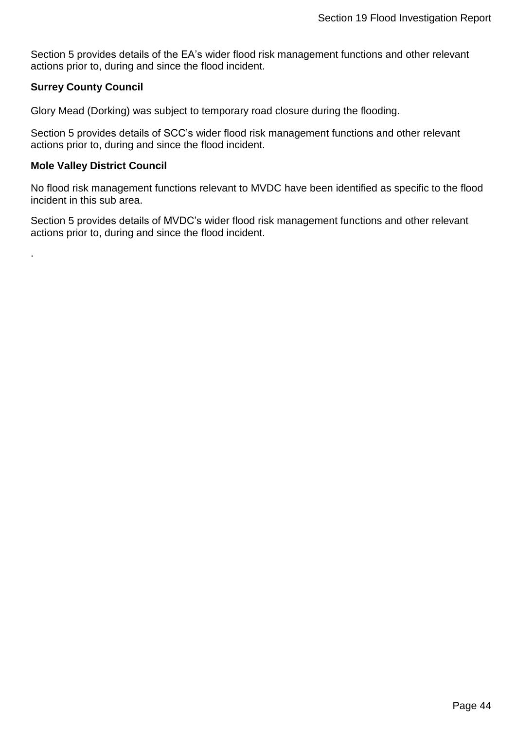Section 5 provides details of the EA's wider flood risk management functions and other relevant actions prior to, during and since the flood incident.

**Surrey County Council**

Glory Mead (Dorking) was subject to temporary road closure during the flooding.

Section 5 provides details of SCC's wider flood risk management functions and other relevant actions prior to, during and since the flood incident.

**Mole Valley District Council**

No flood risk management functions relevant to MVDC have been identified as specific to the flood incident in this sub area.

Section 5 provides details of MVDC's wider flood risk management functions and other relevant actions prior to, during and since the flood incident.

.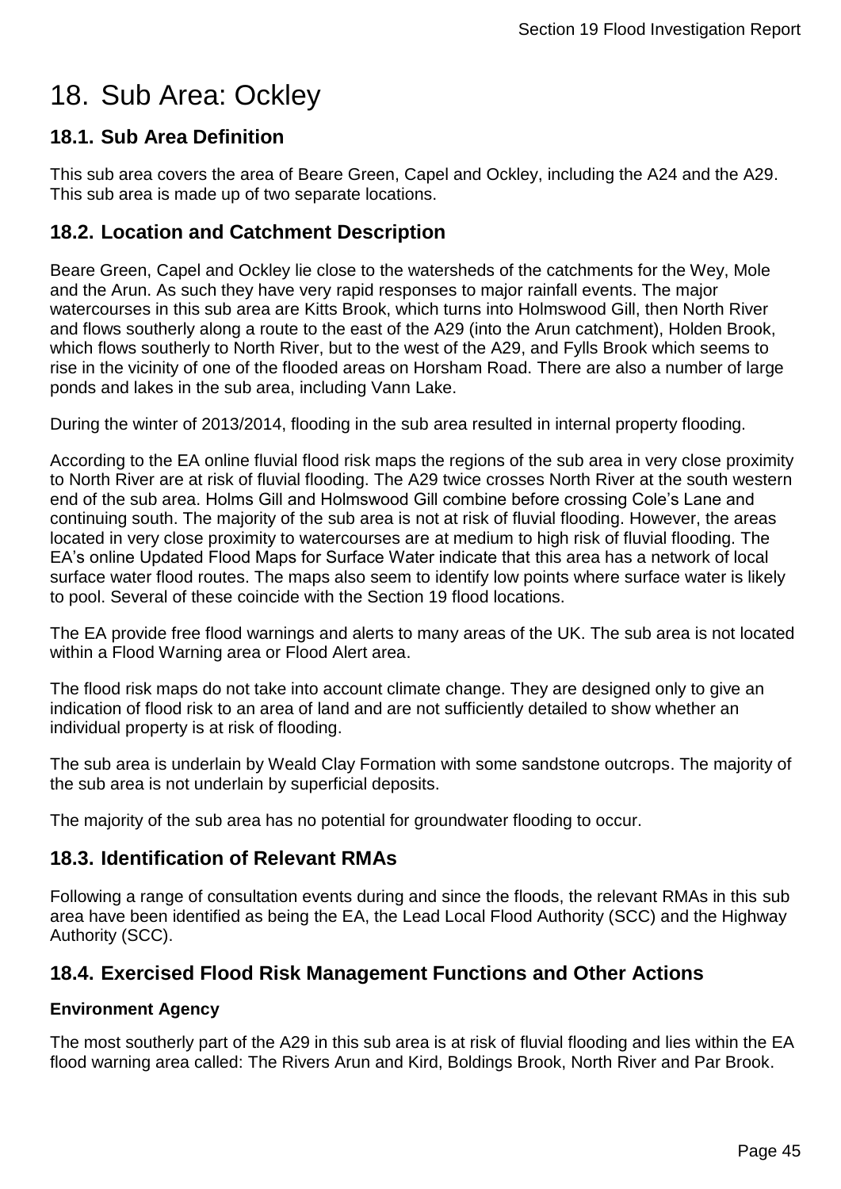# 18. Sub Area: Ockley

## 18.1. Sub Area Definition

This sub area covers the area of Beare Green, Capel and Ockley, including the A24 and the A29. This sub area is made up of two separate locations.

## 18.2. Location and Catchment Description

Beare Green, Capel and Ockley lie close to the watersheds of the catchments for the Wey, Mole and the Arun. As such they have very rapid responses to major rainfall events. The major watercourses in this sub area are Kitts Brook, which turns into Holmswood Gill, then North River and flows southerly along a route to the east of the A29 (into the Arun catchment), Holden Brook, which flows southerly to North River, but to the west of the A29, and Fylls Brook which seems to rise in the vicinity of one of the flooded areas on Horsham Road. There are also a number of large ponds and lakes in the sub area, including Vann Lake.

During the winter of 2013/2014, flooding in the sub area resulted in internal property flooding.

According to the EA online fluvial flood risk maps the regions of the sub area in very close proximity to North River are at risk of fluvial flooding. The A29 twice crosses North River at the south western end of the sub area. Holms Gill and Holmswood Gill combine before crossing Cole's Lane and continuing south. The majority of the sub area is not at risk of fluvial flooding. However, the areas located in very close proximity to watercourses are at medium to high risk of fluvial flooding. The EA's online Updated Flood Maps for Surface Water indicate that this area has a network of local surface water flood routes. The maps also seem to identify low points where surface water is likely to pool. Several of these coincide with the Section 19 flood locations.

The EA provide free flood warnings and alerts to many areas of the UK. The sub area is not located within a Flood Warning area or Flood Alert area.

The flood risk maps do not take into account climate change. They are designed only to give an indication of flood risk to an area of land and are not sufficiently detailed to show whether an individual property is at risk of flooding.

The sub area is underlain by Weald Clay Formation with some sandstone outcrops. The majority of the sub area is not underlain by superficial deposits.

The majority of the sub area has no potential for groundwater flooding to occur.

## 18.3. Identification of Relevant RMAs

Following a range of consultation events during and since the floods, the relevant RMAs in this sub area have been identified as being the EA, the Lead Local Flood Authority (SCC) and the Highway Authority (SCC).

## 18.4. Exercised Flood Risk Management Functions and Other Actions

### Environment Agency

The most southerly part of the A29 in this sub area is at risk of fluvial flooding and lies within the EA flood warning area called: The Rivers Arun and Kird, Boldings Brook, North River and Par Brook.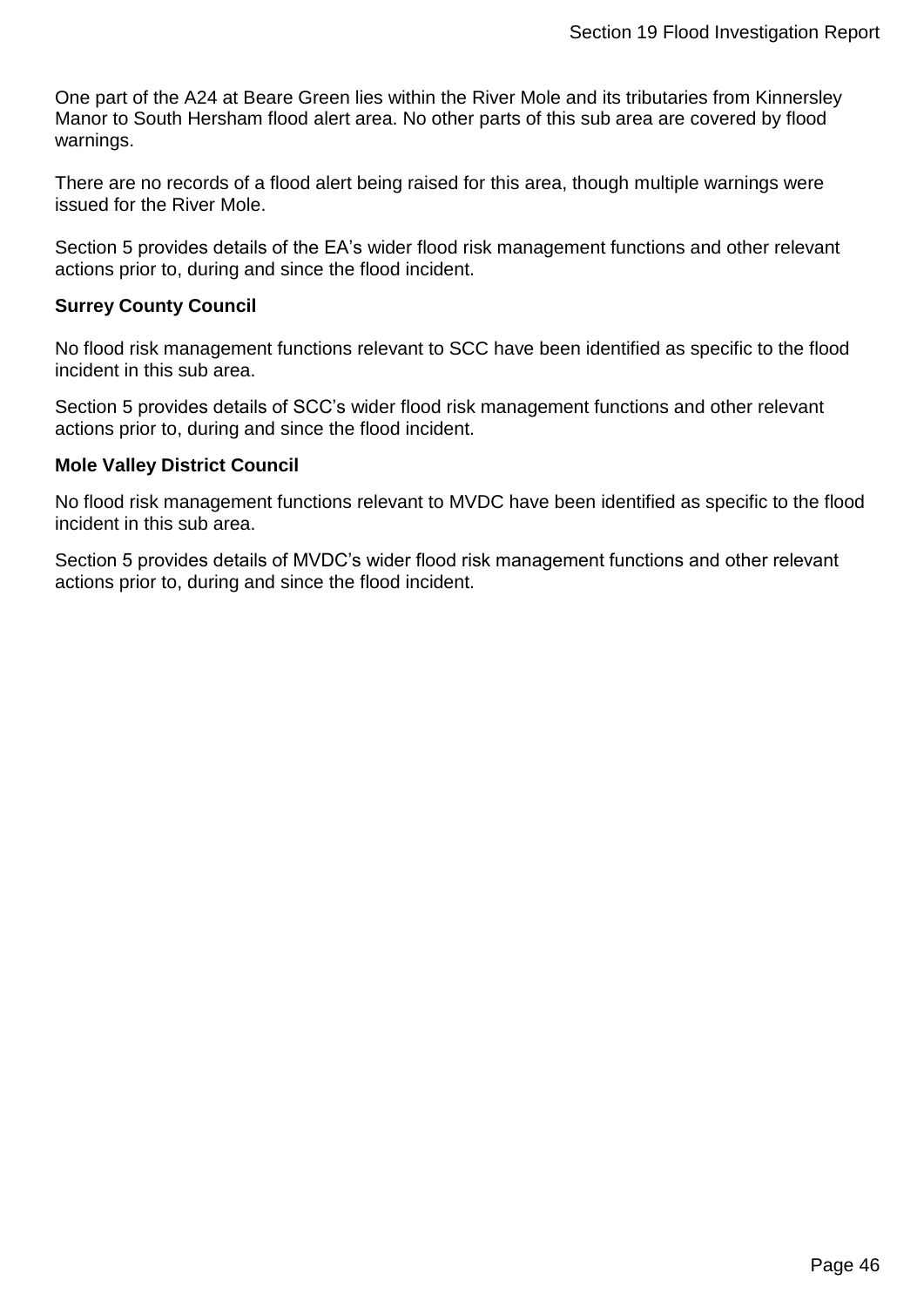One part of the A24 at Beare Green lies within the River Mole and its tributaries from Kinnersley Manor to South Hersham flood alert area. No other parts of this sub area are covered by flood warnings.

There are no records of a flood alert being raised for this area, though multiple warnings were issued for the River Mole.

Section 5 provides details of the EA's wider flood risk management functions and other relevant actions prior to, during and since the flood incident.

**Surrey County Council**

No flood risk management functions relevant to SCC have been identified as specific to the flood incident in this sub area.

Section 5 provides details of SCC's wider flood risk management functions and other relevant actions prior to, during and since the flood incident.

**Mole Valley District Council**

No flood risk management functions relevant to MVDC have been identified as specific to the flood incident in this sub area.

Section 5 provides details of MVDC's wider flood risk management functions and other relevant actions prior to, during and since the flood incident.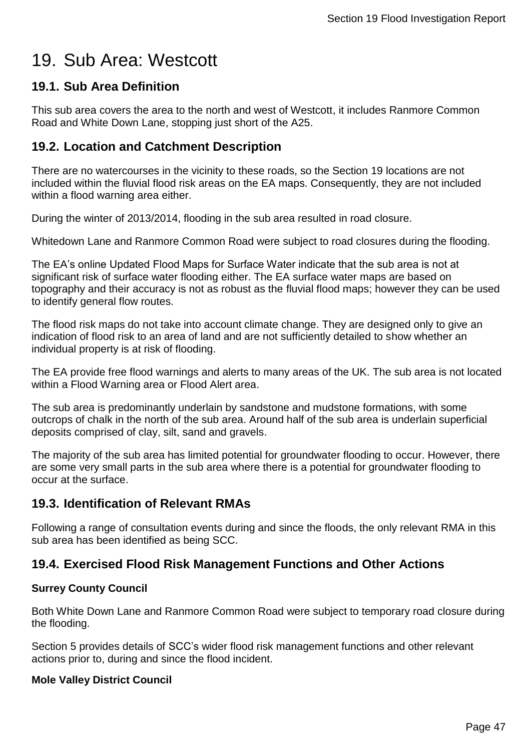# 19. Sub Area: Westcott

## 19.1. Sub Area Definition

This sub area covers the area to the north and west of Westcott, it includes Ranmore Common Road and White Down Lane, stopping just short of the A25.

## 19.2. Location and Catchment Description

There are no watercourses in the vicinity to these roads, so the Section 19 locations are not included within the fluvial flood risk areas on the EA maps. Consequently, they are not included within a flood warning area either.

During the winter of 2013/2014, flooding in the sub area resulted in road closure.

Whitedown Lane and Ranmore Common Road were subject to road closures during the flooding.

The EA's online Updated Flood Maps for Surface Water indicate that the sub area is not at significant risk of surface water flooding either. The EA surface water maps are based on topography and their accuracy is not as robust as the fluvial flood maps; however they can be used to identify general flow routes.

The flood risk maps do not take into account climate change. They are designed only to give an indication of flood risk to an area of land and are not sufficiently detailed to show whether an individual property is at risk of flooding.

The EA provide free flood warnings and alerts to many areas of the UK. The sub area is not located within a Flood Warning area or Flood Alert area.

The sub area is predominantly underlain by sandstone and mudstone formations, with some outcrops of chalk in the north of the sub area. Around half of the sub area is underlain superficial deposits comprised of clay, silt, sand and gravels.

The majority of the sub area has limited potential for groundwater flooding to occur. However, there are some very small parts in the sub area where there is a potential for groundwater flooding to occur at the surface.

## 19.3. Identification of Relevant RMAs

Following a range of consultation events during and since the floods, the only relevant RMA in this sub area has been identified as being SCC.

## 19.4. Exercised Flood Risk Management Functions and Other Actions

**Surrey County Council**

Both White Down Lane and Ranmore Common Road were subject to temporary road closure during the flooding.

Section 5 provides details of SCC's wider flood risk management functions and other relevant actions prior to, during and since the flood incident.

**Mole Valley District Council**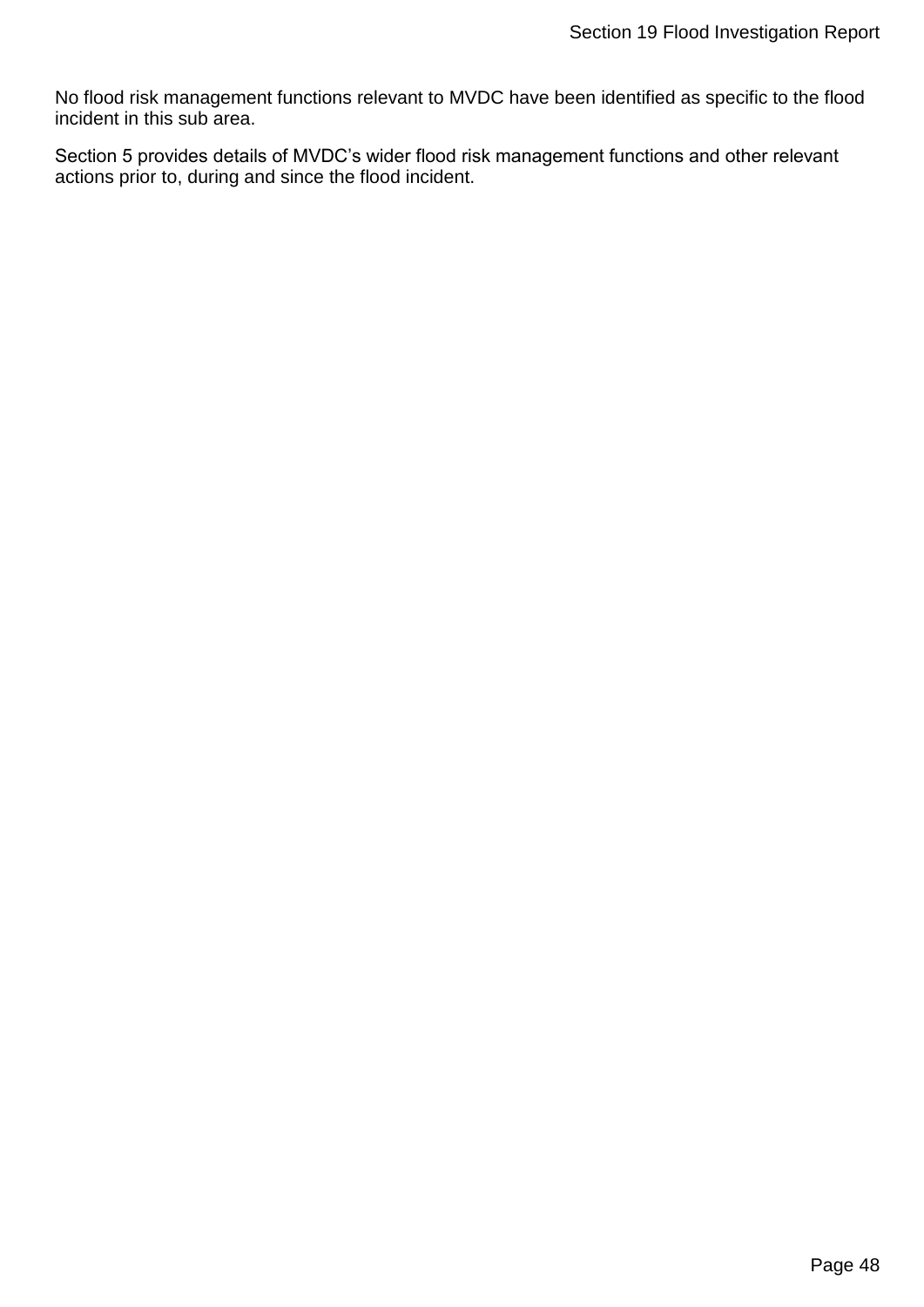No flood risk management functions relevant to MVDC have been identified as specific to the flood incident in this sub area.

Section 5 provides details of MVDC’s wider flood risk management functions and other relevant actions prior to, during and since the flood incident.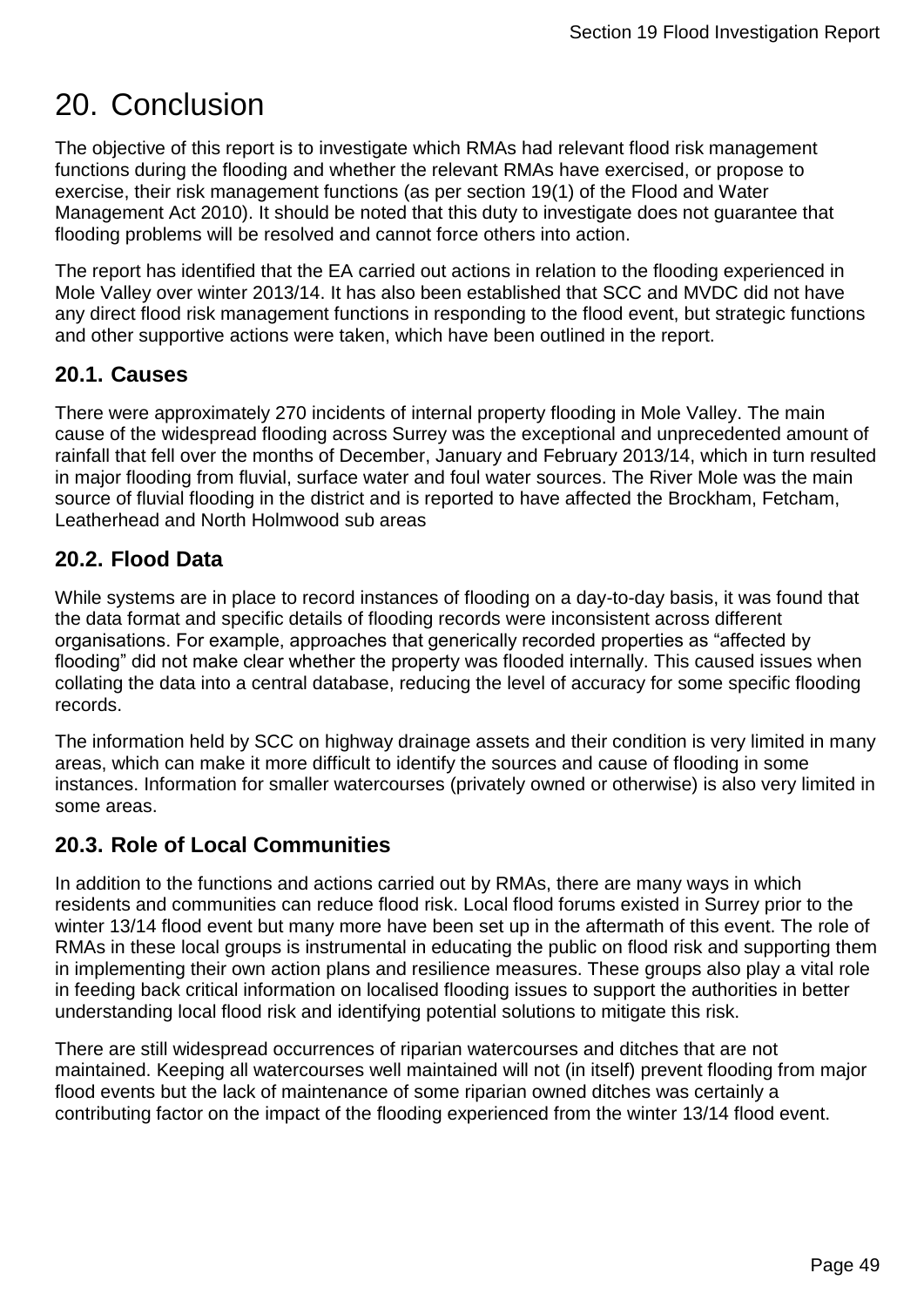# 20. Conclusion

The objective of this report is to investigate which RMAs had relevant flood risk management functions during the flooding and whether the relevant RMAs have exercised, or propose to exercise, their risk management functions (as per section 19(1) of the Flood and Water Management Act 2010). It should be noted that this duty to investigate does not guarantee that flooding problems will be resolved and cannot force others into action.

The report has identified that the EA carried out actions in relation to the flooding experienced in Mole Valley over winter 2013/14. It has also been established that SCC and MVDC did not have any direct flood risk management functions in responding to the flood event, but strategic functions and other supportive actions were taken, which have been outlined in the report.

## 20.1. Causes

There were approximately 270 incidents of internal property flooding in Mole Valley. The main cause of the widespread flooding across Surrey was the exceptional and unprecedented amount of rainfall that fell over the months of December, January and February 2013/14, which in turn resulted in major flooding from fluvial, surface water and foul water sources. The River Mole was the main source of fluvial flooding in the district and is reported to have affected the Brockham, Fetcham, Leatherhead and North Holmwood sub areas

## 20.2. Flood Data

While systems are in place to record instances of flooding on a day-to-day basis, it was found that the data format and specific details of flooding records were inconsistent across different organisations. For example, approaches that generically recorded properties as "affected by flooding" did not make clear whether the property was flooded internally. This caused issues when collating the data into a central database, reducing the level of accuracy for some specific flooding records.

The information held by SCC on highway drainage assets and their condition is very limited in many areas, which can make it more difficult to identify the sources and cause of flooding in some instances. Information for smaller watercourses (privately owned or otherwise) is also very limited in some areas.

## 20.3. Role of Local Communities

In addition to the functions and actions carried out by RMAs, there are many ways in which residents and communities can reduce flood risk. Local flood forums existed in Surrey prior to the winter 13/14 flood event but many more have been set up in the aftermath of this event. The role of RMAs in these local groups is instrumental in educating the public on flood risk and supporting them in implementing their own action plans and resilience measures. These groups also play a vital role in feeding back critical information on localised flooding issues to support the authorities in better understanding local flood risk and identifying potential solutions to mitigate this risk.

There are still widespread occurrences of riparian watercourses and ditches that are not maintained. Keeping all watercourses well maintained will not (in itself) prevent flooding from major flood events but the lack of maintenance of some riparian owned ditches was certainly a contributing factor on the impact of the flooding experienced from the winter 13/14 flood event.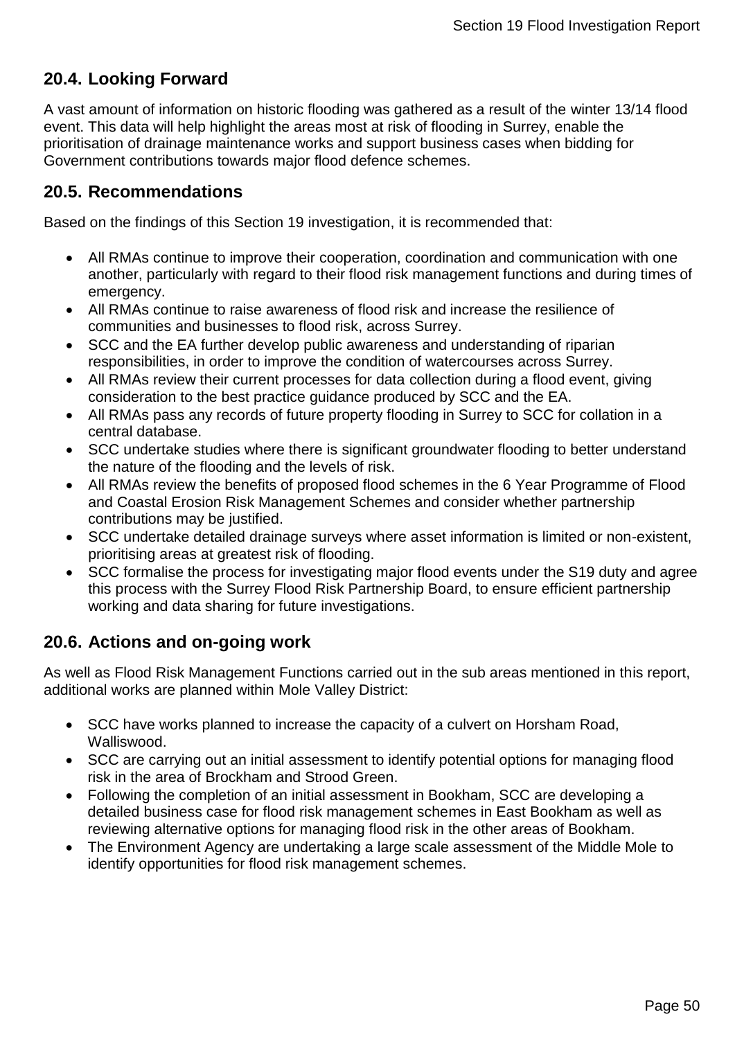## 20.4. Looking Forward

A vast amount of information on historic flooding was gathered as a result of the winter 13/14 flood event. This data will help highlight the areas most at risk of flooding in Surrey, enable the prioritisation of drainage maintenance works and support business cases when bidding for Government contributions towards major flood defence schemes.

## 20.5. Recommendations

Based on the findings of this Section 19 investigation, it is recommended that:

- All RMAs continue to improve their cooperation, coordination and communication with one another, particularly with regard to their flood risk management functions and during times of emergency.
- All RMAs continue to raise awareness of flood risk and increase the resilience of communities and businesses to flood risk, across Surrey.
- SCC and the EA further develop public awareness and understanding of riparian responsibilities, in order to improve the condition of watercourses across Surrey.
- All RMAs review their current processes for data collection during a flood event, giving consideration to the best practice guidance produced by SCC and the EA.
- All RMAs pass any records of future property flooding in Surrey to SCC for collation in a central database.
- SCC undertake studies where there is significant groundwater flooding to better understand the nature of the flooding and the levels of risk.
- All RMAs review the benefits of proposed flood schemes in the 6 Year Programme of Flood and Coastal Erosion Risk Management Schemes and consider whether partnership contributions may be justified.
- SCC undertake detailed drainage surveys where asset information is limited or non-existent, prioritising areas at greatest risk of flooding.
- SCC formalise the process for investigating major flood events under the S19 duty and agree this process with the Surrey Flood Risk Partnership Board, to ensure efficient partnership working and data sharing for future investigations.

## 20.6. Actions and on-going work

As well as Flood Risk Management Functions carried out in the sub areas mentioned in this report, additional works are planned within Mole Valley District:

- SCC have works planned to increase the capacity of a culvert on Horsham Road, Walliswood.
- SCC are carrying out an initial assessment to identify potential options for managing flood risk in the area of Brockham and Strood Green.
- Following the completion of an initial assessment in Bookham, SCC are developing a detailed business case for flood risk management schemes in East Bookham as well as reviewing alternative options for managing flood risk in the other areas of Bookham.
- The Environment Agency are undertaking a large scale assessment of the Middle Mole to identify opportunities for flood risk management schemes.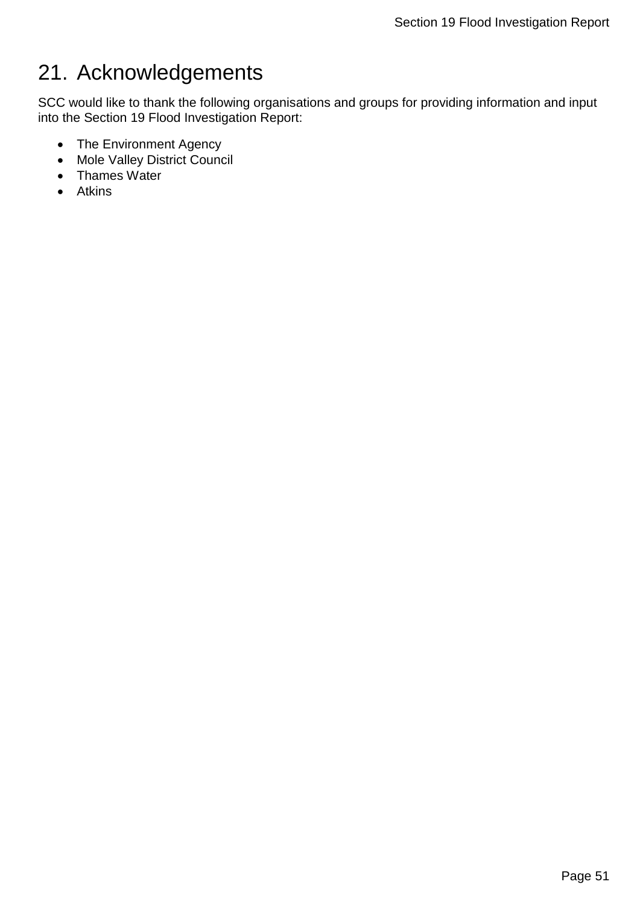# 21. Acknowledgements

SCC would like to thank the following organisations and groups for providing information and input into the Section 19 Flood Investigation Report:

- The Environment Agency
- Mole Valley District Council
- Thames Water
- Atkins